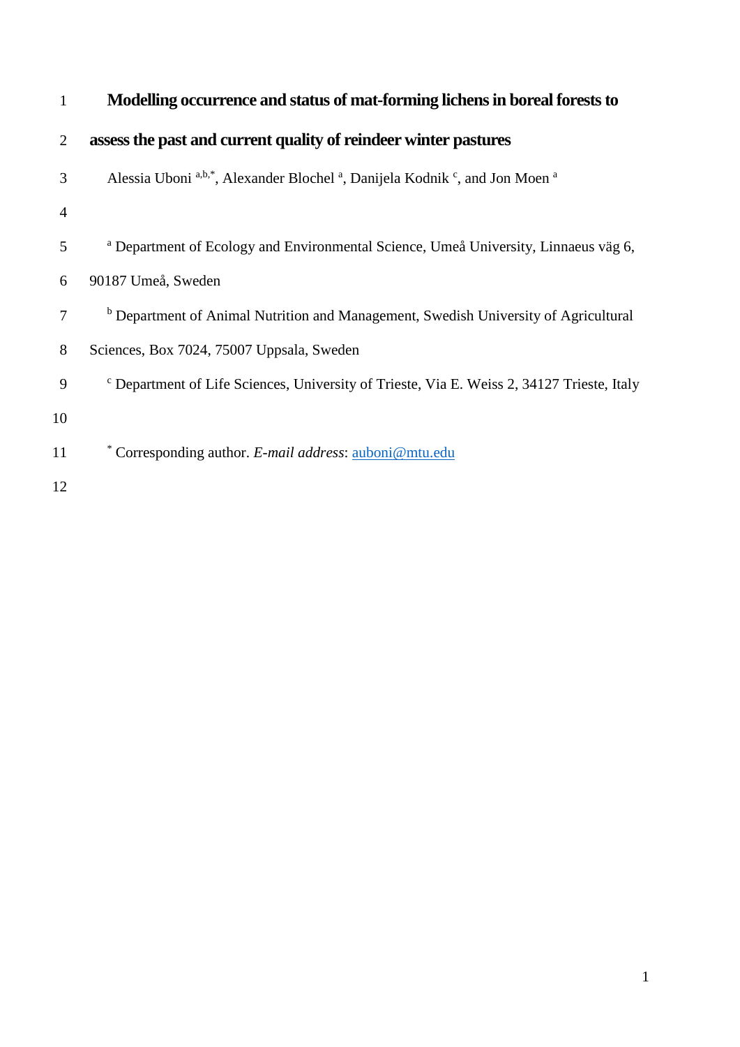# Modelling occurrence and status of mat-forming lichens in boreal forests to assess the past and current quality of reindeer winter pastures

Alessia Uboni [a,b,*], Alexander Blochel [a], Danijela Kodnik [c], and Jon Moen [a]

[a] Department of Ecology and Environmental Science, Umeå University, Linnaeus väg 6, 90187 Umeå, Sweden

[b] Department of Animal Nutrition and Management, Swedish University of Agricultural Sciences, Box 7024, 75007 Uppsala, Sweden

[c] Department of Life Sciences, University of Trieste, Via E. Weiss 2, 34127 Trieste, Italy

[*] Corresponding author. *E-mail address*: auboni@mtu.edu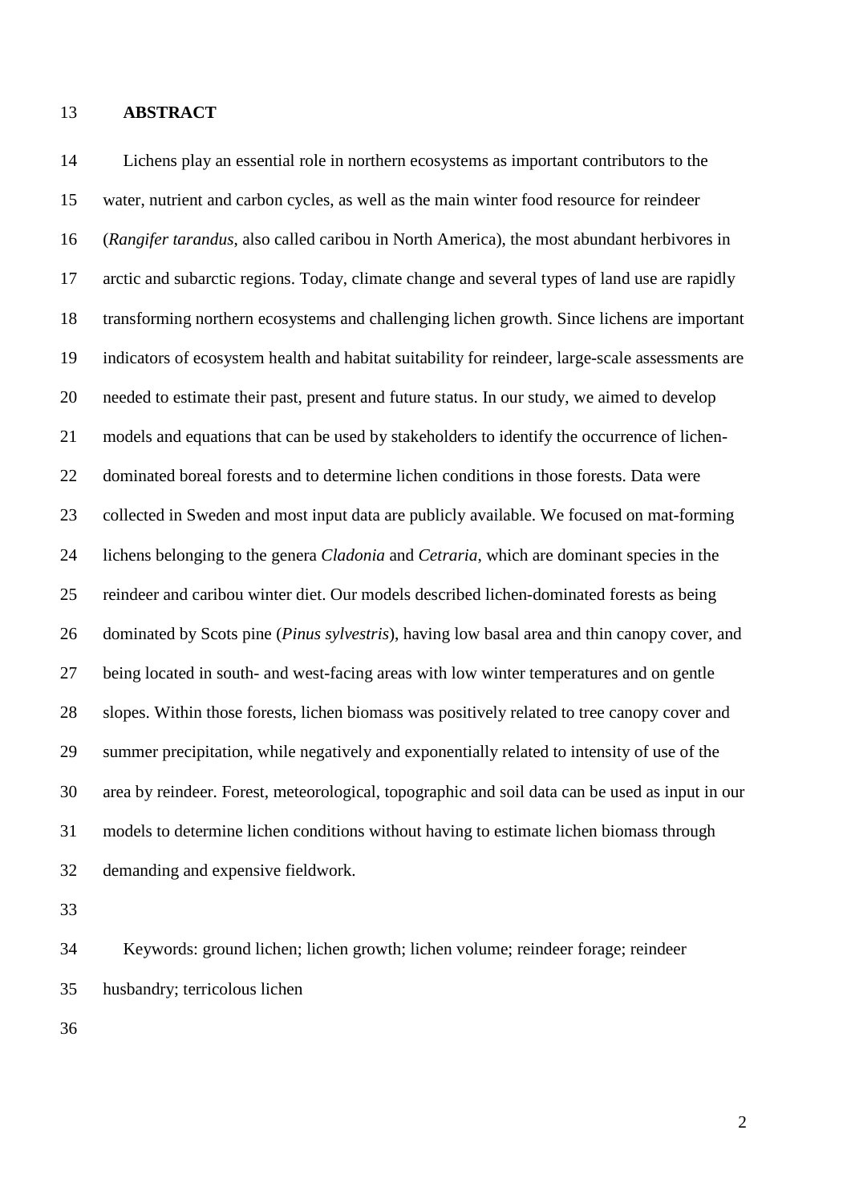**ABSTRACT**

Lichens play an essential role in northern ecosystems as important contributors to the water, nutrient and carbon cycles, as well as the main winter food resource for reindeer (*Rangifer tarandus*, also called caribou in North America), the most abundant herbivores in arctic and subarctic regions. Today, climate change and several types of land use are rapidly transforming northern ecosystems and challenging lichen growth. Since lichens are important indicators of ecosystem health and habitat suitability for reindeer, large-scale assessments are needed to estimate their past, present and future status. In our study, we aimed to develop models and equations that can be used by stakeholders to identify the occurrence of lichen-dominated boreal forests and to determine lichen conditions in those forests. Data were collected in Sweden and most input data are publicly available. We focused on mat-forming lichens belonging to the genera *Cladonia* and *Cetraria*, which are dominant species in the reindeer and caribou winter diet. Our models described lichen-dominated forests as being dominated by Scots pine (*Pinus sylvestris*), having low basal area and thin canopy cover, and being located in south- and west-facing areas with low winter temperatures and on gentle slopes. Within those forests, lichen biomass was positively related to tree canopy cover and summer precipitation, while negatively and exponentially related to intensity of use of the area by reindeer. Forest, meteorological, topographic and soil data can be used as input in our models to determine lichen conditions without having to estimate lichen biomass through demanding and expensive fieldwork.

Keywords: ground lichen; lichen growth; lichen volume; reindeer forage; reindeer husbandry; terricolous lichen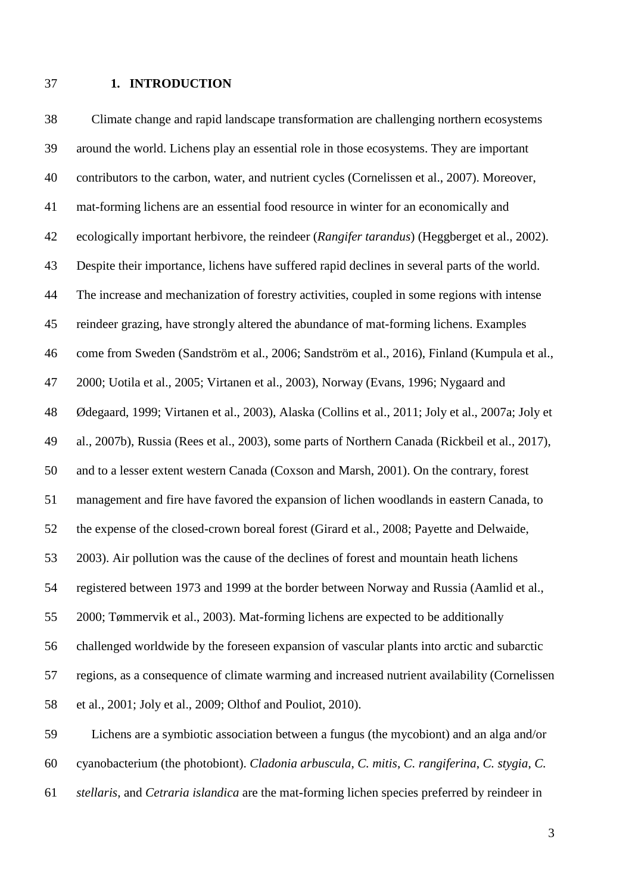# 1. INTRODUCTION

Climate change and rapid landscape transformation are challenging northern ecosystems around the world. Lichens play an essential role in those ecosystems. They are important contributors to the carbon, water, and nutrient cycles (Cornelissen et al., 2007). Moreover, mat-forming lichens are an essential food resource in winter for an economically and ecologically important herbivore, the reindeer (*Rangifer tarandus*) (Heggberget et al., 2002). Despite their importance, lichens have suffered rapid declines in several parts of the world. The increase and mechanization of forestry activities, coupled in some regions with intense reindeer grazing, have strongly altered the abundance of mat-forming lichens. Examples come from Sweden (Sandström et al., 2006; Sandström et al., 2016), Finland (Kumpula et al., 2000; Uotila et al., 2005; Virtanen et al., 2003), Norway (Evans, 1996; Nygaard and Ødegaard, 1999; Virtanen et al., 2003), Alaska (Collins et al., 2011; Joly et al., 2007a; Joly et al., 2007b), Russia (Rees et al., 2003), some parts of Northern Canada (Rickbeil et al., 2017), and to a lesser extent western Canada (Coxson and Marsh, 2001). On the contrary, forest management and fire have favored the expansion of lichen woodlands in eastern Canada, to the expense of the closed-crown boreal forest (Girard et al., 2008; Payette and Delwaide, 2003). Air pollution was the cause of the declines of forest and mountain heath lichens registered between 1973 and 1999 at the border between Norway and Russia (Aamlid et al., 2000; Tømmervik et al., 2003). Mat-forming lichens are expected to be additionally challenged worldwide by the foreseen expansion of vascular plants into arctic and subarctic regions, as a consequence of climate warming and increased nutrient availability (Cornelissen et al., 2001; Joly et al., 2009; Olthof and Pouliot, 2010).

Lichens are a symbiotic association between a fungus (the mycobiont) and an alga and/or cyanobacterium (the photobiont). *Cladonia arbuscula*, *C. mitis*, *C. rangiferina*, *C. stygia*, *C. stellaris*, and *Cetraria islandica* are the mat-forming lichen species preferred by reindeer in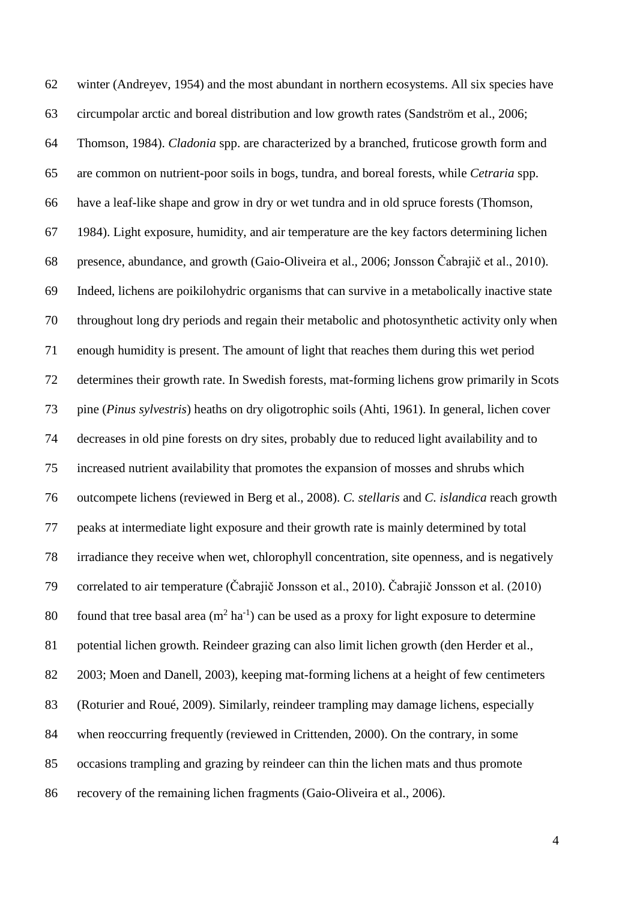winter (Andreyev, 1954) and the most abundant in northern ecosystems. All six species have circumpolar arctic and boreal distribution and low growth rates (Sandström et al., 2006; Thomson, 1984). *Cladonia* spp. are characterized by a branched, fruticose growth form and are common on nutrient-poor soils in bogs, tundra, and boreal forests, while *Cetraria* spp. have a leaf-like shape and grow in dry or wet tundra and in old spruce forests (Thomson, 1984). Light exposure, humidity, and air temperature are the key factors determining lichen presence, abundance, and growth (Gaio-Oliveira et al., 2006; Jonsson Čabrajič et al., 2010). Indeed, lichens are poikilohydric organisms that can survive in a metabolically inactive state throughout long dry periods and regain their metabolic and photosynthetic activity only when enough humidity is present. The amount of light that reaches them during this wet period determines their growth rate. In Swedish forests, mat-forming lichens grow primarily in Scots pine (*Pinus sylvestris*) heaths on dry oligotrophic soils (Ahti, 1961). In general, lichen cover decreases in old pine forests on dry sites, probably due to reduced light availability and to increased nutrient availability that promotes the expansion of mosses and shrubs which outcompete lichens (reviewed in Berg et al., 2008). *C. stellaris* and *C. islandica* reach growth peaks at intermediate light exposure and their growth rate is mainly determined by total irradiance they receive when wet, chlorophyll concentration, site openness, and is negatively correlated to air temperature (Čabrajič Jonsson et al., 2010). Čabrajič Jonsson et al. (2010) found that tree basal area ($m^2$ $ha^{-1}$) can be used as a proxy for light exposure to determine potential lichen growth. Reindeer grazing can also limit lichen growth (den Herder et al., 2003; Moen and Danell, 2003), keeping mat-forming lichens at a height of few centimeters (Roturier and Roué, 2009). Similarly, reindeer trampling may damage lichens, especially when reoccurring frequently (reviewed in Crittenden, 2000). On the contrary, in some occasions trampling and grazing by reindeer can thin the lichen mats and thus promote recovery of the remaining lichen fragments (Gaio-Oliveira et al., 2006).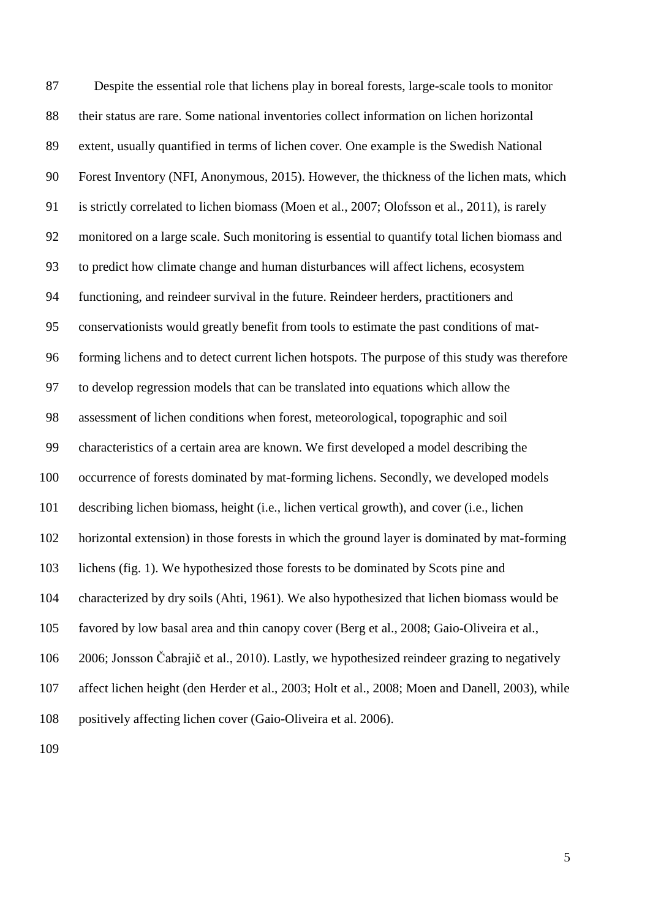Despite the essential role that lichens play in boreal forests, large-scale tools to monitor their status are rare. Some national inventories collect information on lichen horizontal extent, usually quantified in terms of lichen cover. One example is the Swedish National Forest Inventory (NFI, Anonymous, 2015). However, the thickness of the lichen mats, which is strictly correlated to lichen biomass (Moen et al., 2007; Olofsson et al., 2011), is rarely monitored on a large scale. Such monitoring is essential to quantify total lichen biomass and to predict how climate change and human disturbances will affect lichens, ecosystem functioning, and reindeer survival in the future. Reindeer herders, practitioners and conservationists would greatly benefit from tools to estimate the past conditions of mat-forming lichens and to detect current lichen hotspots. The purpose of this study was therefore to develop regression models that can be translated into equations which allow the assessment of lichen conditions when forest, meteorological, topographic and soil characteristics of a certain area are known. We first developed a model describing the occurrence of forests dominated by mat-forming lichens. Secondly, we developed models describing lichen biomass, height (i.e., lichen vertical growth), and cover (i.e., lichen horizontal extension) in those forests in which the ground layer is dominated by mat-forming lichens (fig. 1). We hypothesized those forests to be dominated by Scots pine and characterized by dry soils (Ahti, 1961). We also hypothesized that lichen biomass would be favored by low basal area and thin canopy cover (Berg et al., 2008; Gaio-Oliveira et al., 2006; Jonsson Čabrajič et al., 2010). Lastly, we hypothesized reindeer grazing to negatively affect lichen height (den Herder et al., 2003; Holt et al., 2008; Moen and Danell, 2003), while positively affecting lichen cover (Gaio-Oliveira et al. 2006).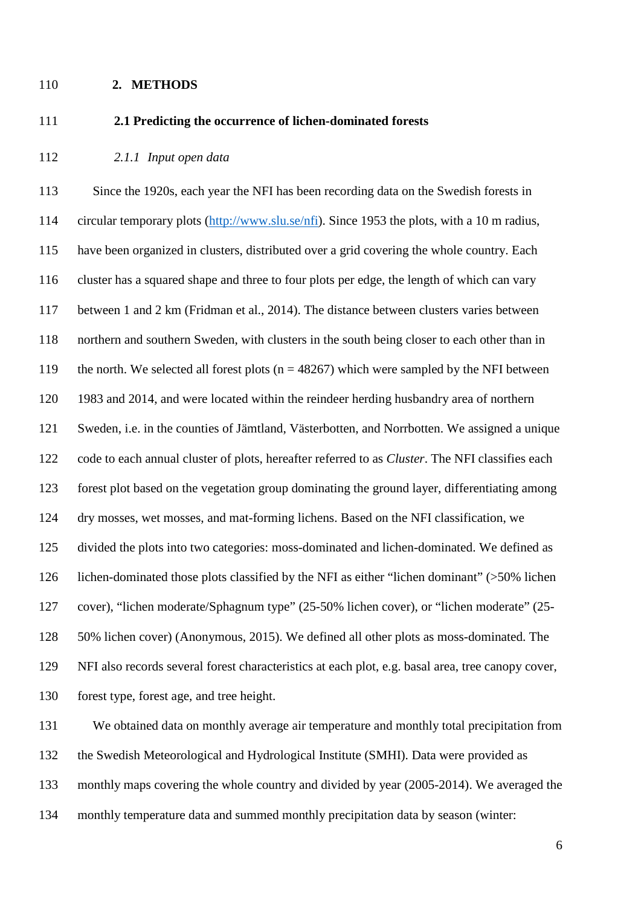## 2. METHODS

### 2.1 Predicting the occurrence of lichen-dominated forests

#### *2.1.1 Input open data*

Since the 1920s, each year the NFI has been recording data on the Swedish forests in circular temporary plots (http://www.slu.se/nfi). Since 1953 the plots, with a 10 m radius, have been organized in clusters, distributed over a grid covering the whole country. Each cluster has a squared shape and three to four plots per edge, the length of which can vary between 1 and 2 km (Fridman et al., 2014). The distance between clusters varies between northern and southern Sweden, with clusters in the south being closer to each other than in the north. We selected all forest plots (n = 48267) which were sampled by the NFI between 1983 and 2014, and were located within the reindeer herding husbandry area of northern Sweden, i.e. in the counties of Jämtland, Västerbotten, and Norrbotten. We assigned a unique code to each annual cluster of plots, hereafter referred to as *Cluster*. The NFI classifies each forest plot based on the vegetation group dominating the ground layer, differentiating among dry mosses, wet mosses, and mat-forming lichens. Based on the NFI classification, we divided the plots into two categories: moss-dominated and lichen-dominated. We defined as lichen-dominated those plots classified by the NFI as either "lichen dominant" (>50% lichen cover), "lichen moderate/Sphagnum type" (25-50% lichen cover), or "lichen moderate" (25-50% lichen cover) (Anonymous, 2015). We defined all other plots as moss-dominated. The NFI also records several forest characteristics at each plot, e.g. basal area, tree canopy cover, forest type, forest age, and tree height.

We obtained data on monthly average air temperature and monthly total precipitation from the Swedish Meteorological and Hydrological Institute (SMHI). Data were provided as monthly maps covering the whole country and divided by year (2005-2014). We averaged the monthly temperature data and summed monthly precipitation data by season (winter: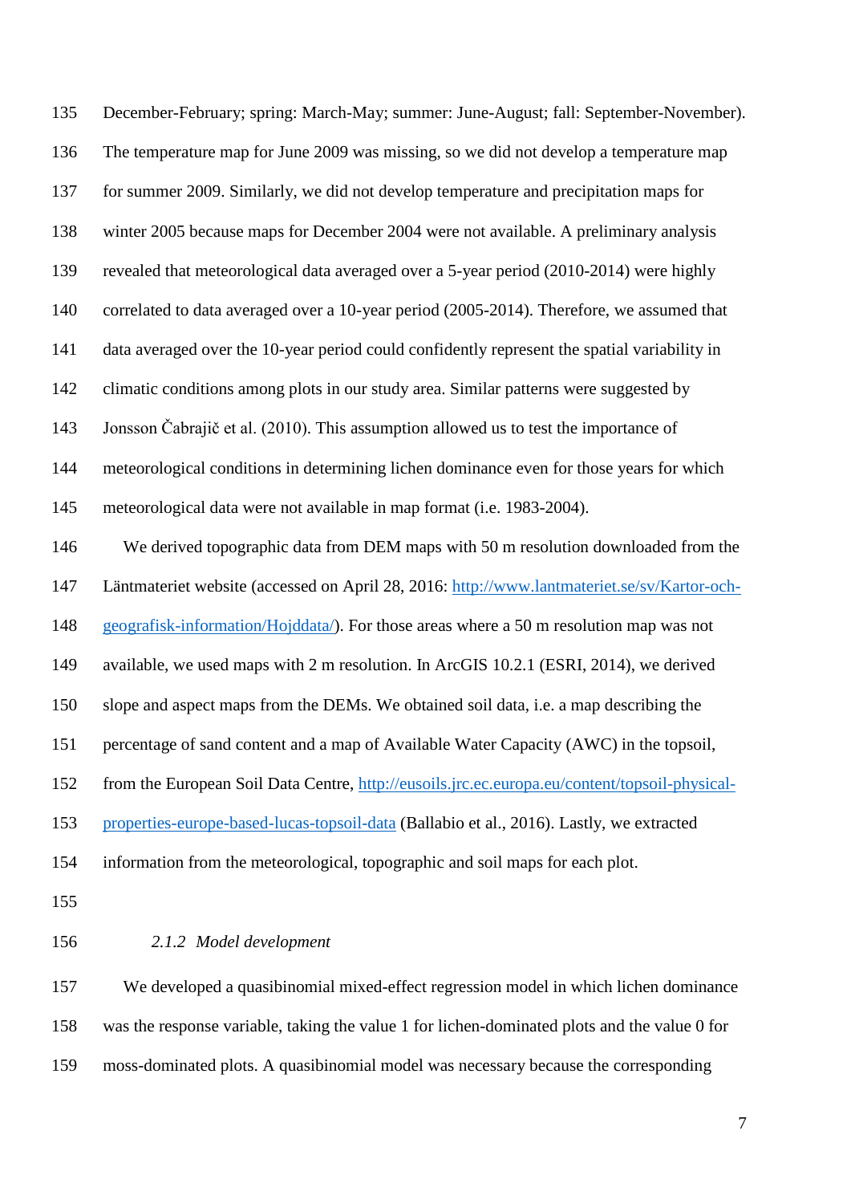December-February; spring: March-May; summer: June-August; fall: September-November). The temperature map for June 2009 was missing, so we did not develop a temperature map for summer 2009. Similarly, we did not develop temperature and precipitation maps for winter 2005 because maps for December 2004 were not available. A preliminary analysis revealed that meteorological data averaged over a 5-year period (2010-2014) were highly correlated to data averaged over a 10-year period (2005-2014). Therefore, we assumed that data averaged over the 10-year period could confidently represent the spatial variability in climatic conditions among plots in our study area. Similar patterns were suggested by Jonsson Čabrajič et al. (2010). This assumption allowed us to test the importance of meteorological conditions in determining lichen dominance even for those years for which meteorological data were not available in map format (i.e. 1983-2004).

We derived topographic data from DEM maps with 50 m resolution downloaded from the Läntmateriet website (accessed on April 28, 2016: [http://www.lantmateriet.se/sv/Kartor-och-geografisk-information/Hojddata/](http://www.lantmateriet.se/sv/Kartor-och-geografisk-information/Hojddata/)). For those areas where a 50 m resolution map was not available, we used maps with 2 m resolution. In ArcGIS 10.2.1 (ESRI, 2014), we derived slope and aspect maps from the DEMs. We obtained soil data, i.e. a map describing the percentage of sand content and a map of Available Water Capacity (AWC) in the topsoil, from the European Soil Data Centre, [http://eusoils.jrc.ec.europa.eu/content/topsoil-physical-properties-europe-based-lucas-topsoil-data](http://eusoils.jrc.ec.europa.eu/content/topsoil-physical-properties-europe-based-lucas-topsoil-data) (Ballabio et al., 2016). Lastly, we extracted information from the meteorological, topographic and soil maps for each plot.

### *2.1.2 Model development*

We developed a quasibinomial mixed-effect regression model in which lichen dominance was the response variable, taking the value 1 for lichen-dominated plots and the value 0 for moss-dominated plots. A quasibinomial model was necessary because the corresponding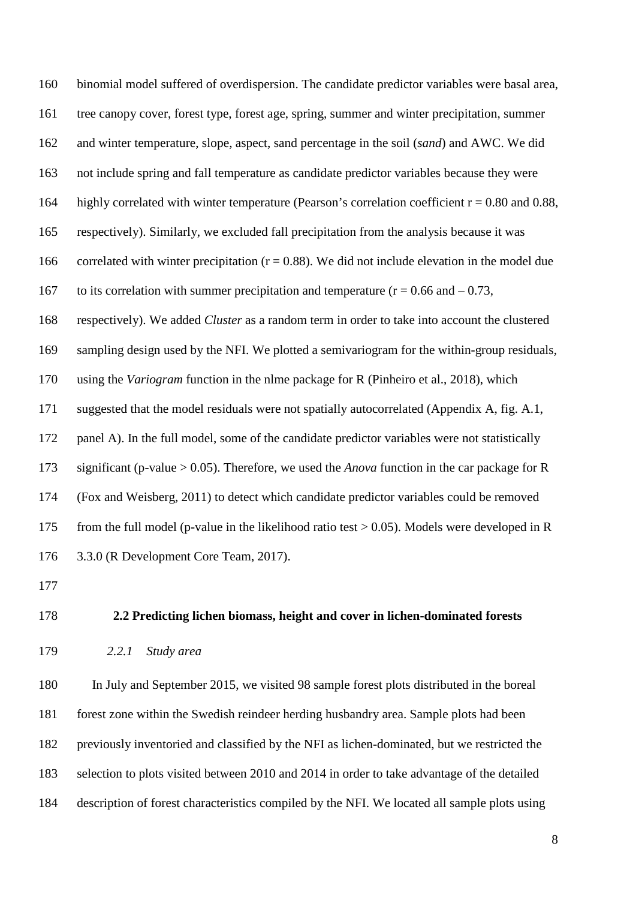binomial model suffered of overdispersion. The candidate predictor variables were basal area, tree canopy cover, forest type, forest age, spring, summer and winter precipitation, summer and winter temperature, slope, aspect, sand percentage in the soil (*sand*) and AWC. We did not include spring and fall temperature as candidate predictor variables because they were highly correlated with winter temperature (Pearson's correlation coefficient $r = 0.80$ and 0.88, respectively). Similarly, we excluded fall precipitation from the analysis because it was correlated with winter precipitation ($r = 0.88$). We did not include elevation in the model due to its correlation with summer precipitation and temperature ($r = 0.66$ and $-0.73$, respectively). We added *Cluster* as a random term in order to take into account the clustered sampling design used by the NFI. We plotted a semivariogram for the within-group residuals, using the *Variogram* function in the nlme package for R (Pinheiro et al., 2018), which suggested that the model residuals were not spatially autocorrelated (Appendix A, fig. A.1, panel A). In the full model, some of the candidate predictor variables were not statistically significant (p-value > 0.05). Therefore, we used the *Anova* function in the car package for R (Fox and Weisberg, 2011) to detect which candidate predictor variables could be removed from the full model (p-value in the likelihood ratio test > 0.05). Models were developed in R 3.3.0 (R Development Core Team, 2017).

## 2.2 Predicting lichen biomass, height and cover in lichen-dominated forests

### *2.2.1 Study area*

In July and September 2015, we visited 98 sample forest plots distributed in the boreal forest zone within the Swedish reindeer herding husbandry area. Sample plots had been previously inventoried and classified by the NFI as lichen-dominated, but we restricted the selection to plots visited between 2010 and 2014 in order to take advantage of the detailed description of forest characteristics compiled by the NFI. We located all sample plots using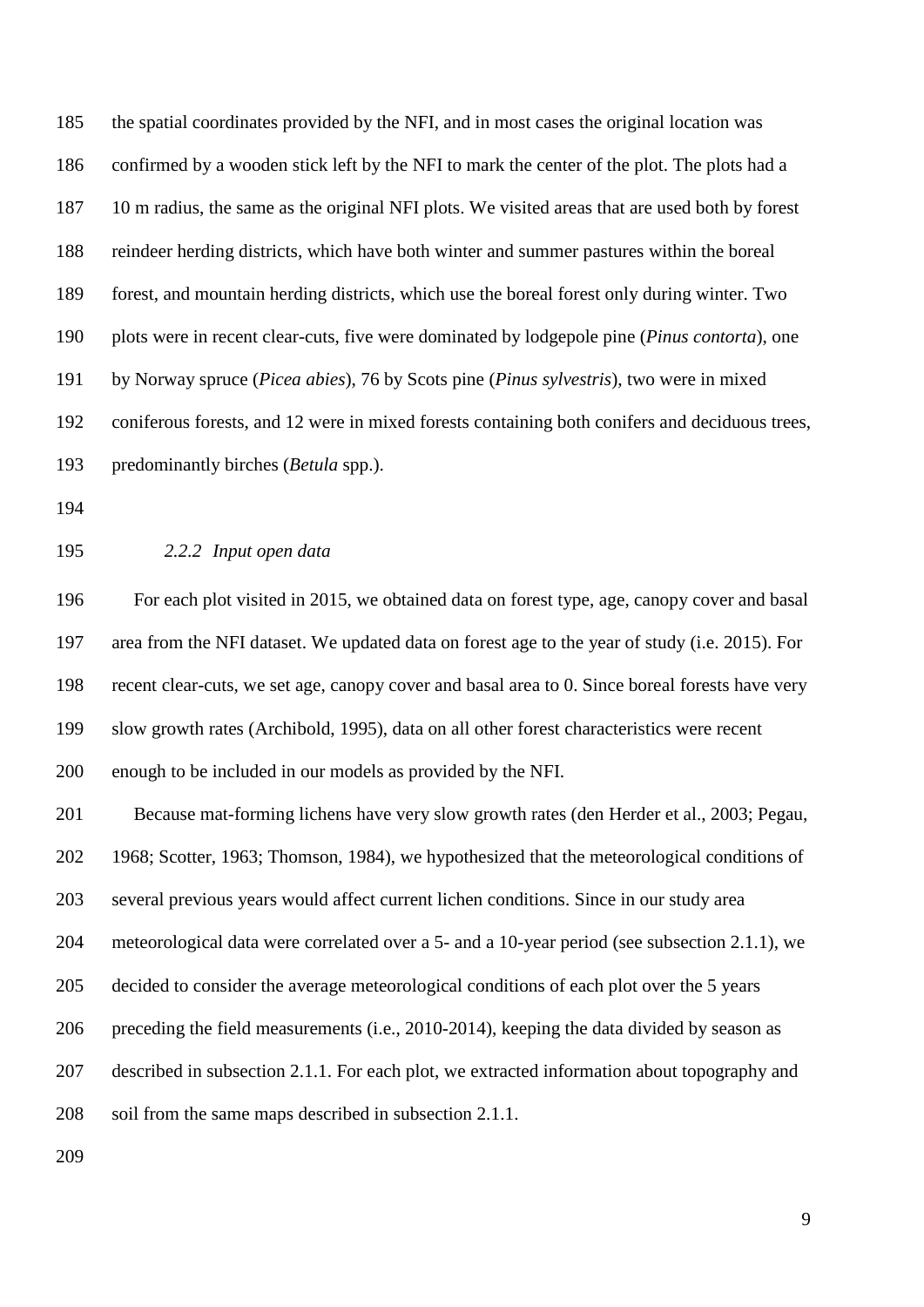the spatial coordinates provided by the NFI, and in most cases the original location was confirmed by a wooden stick left by the NFI to mark the center of the plot. The plots had a 10 m radius, the same as the original NFI plots. We visited areas that are used both by forest reindeer herding districts, which have both winter and summer pastures within the boreal forest, and mountain herding districts, which use the boreal forest only during winter. Two plots were in recent clear-cuts, five were dominated by lodgepole pine (*Pinus contorta*), one by Norway spruce (*Picea abies*), 76 by Scots pine (*Pinus sylvestris*), two were in mixed coniferous forests, and 12 were in mixed forests containing both conifers and deciduous trees, predominantly birches (*Betula* spp.).

### *2.2.2 Input open data*

For each plot visited in 2015, we obtained data on forest type, age, canopy cover and basal area from the NFI dataset. We updated data on forest age to the year of study (i.e. 2015). For recent clear-cuts, we set age, canopy cover and basal area to 0. Since boreal forests have very slow growth rates (Archibold, 1995), data on all other forest characteristics were recent enough to be included in our models as provided by the NFI.

Because mat-forming lichens have very slow growth rates (den Herder et al., 2003; Pegau, 1968; Scotter, 1963; Thomson, 1984), we hypothesized that the meteorological conditions of several previous years would affect current lichen conditions. Since in our study area meteorological data were correlated over a 5- and a 10-year period (see subsection 2.1.1), we decided to consider the average meteorological conditions of each plot over the 5 years preceding the field measurements (i.e., 2010-2014), keeping the data divided by season as described in subsection 2.1.1. For each plot, we extracted information about topography and soil from the same maps described in subsection 2.1.1.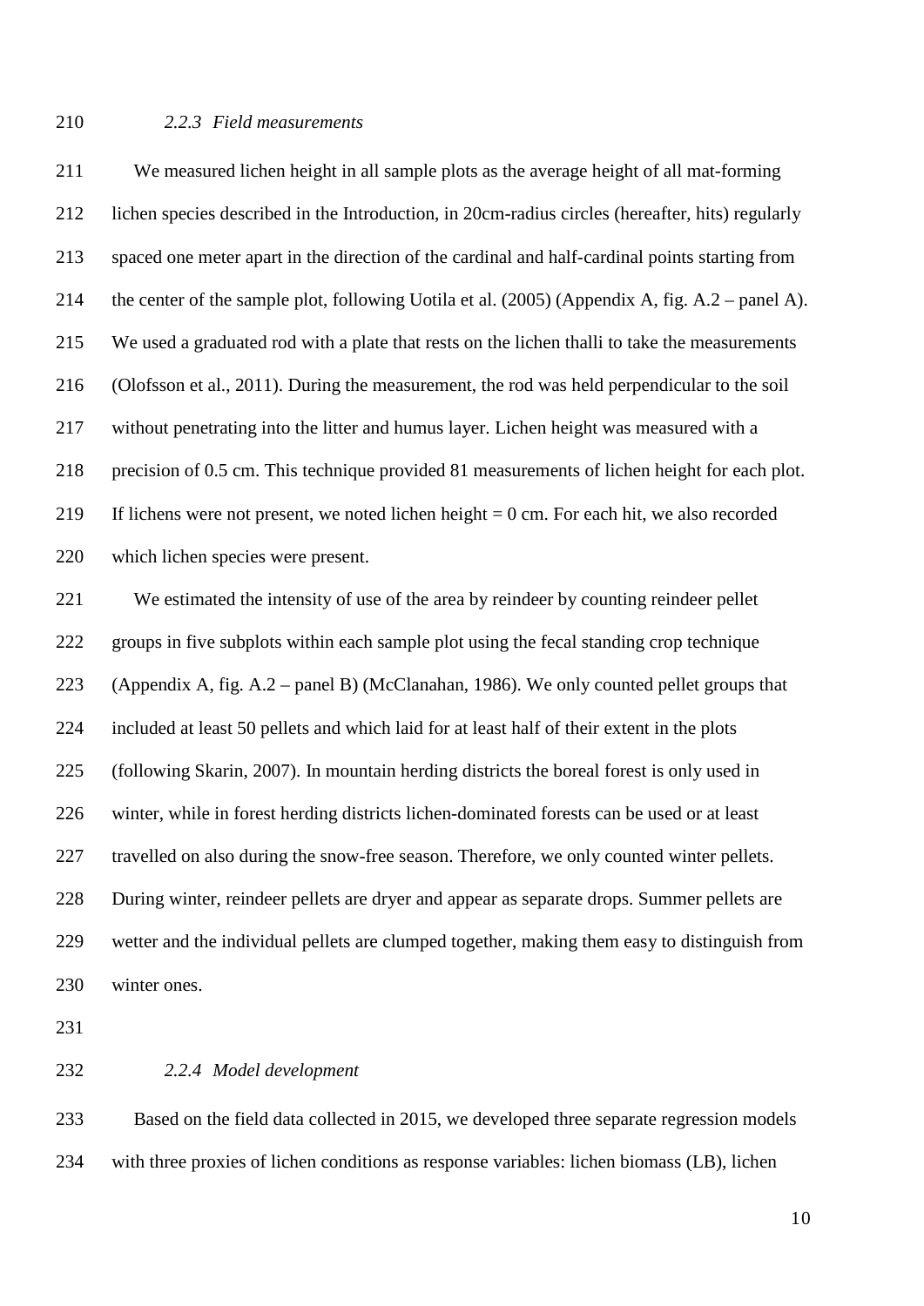### *2.2.3 Field measurements*

We measured lichen height in all sample plots as the average height of all mat-forming lichen species described in the Introduction, in 20cm-radius circles (hereafter, hits) regularly spaced one meter apart in the direction of the cardinal and half-cardinal points starting from the center of the sample plot, following Uotila et al. (2005) (Appendix A, fig. A.2 – panel A). We used a graduated rod with a plate that rests on the lichen thalli to take the measurements (Olofsson et al., 2011). During the measurement, the rod was held perpendicular to the soil without penetrating into the litter and humus layer. Lichen height was measured with a precision of 0.5 cm. This technique provided 81 measurements of lichen height for each plot. If lichens were not present, we noted lichen height = 0 cm. For each hit, we also recorded which lichen species were present.

We estimated the intensity of use of the area by reindeer by counting reindeer pellet groups in five subplots within each sample plot using the fecal standing crop technique (Appendix A, fig. A.2 – panel B) (McClanahan, 1986). We only counted pellet groups that included at least 50 pellets and which laid for at least half of their extent in the plots (following Skarin, 2007). In mountain herding districts the boreal forest is only used in winter, while in forest herding districts lichen-dominated forests can be used or at least travelled on also during the snow-free season. Therefore, we only counted winter pellets. During winter, reindeer pellets are dryer and appear as separate drops. Summer pellets are wetter and the individual pellets are clumped together, making them easy to distinguish from winter ones.

### *2.2.4 Model development*

Based on the field data collected in 2015, we developed three separate regression models with three proxies of lichen conditions as response variables: lichen biomass (LB), lichen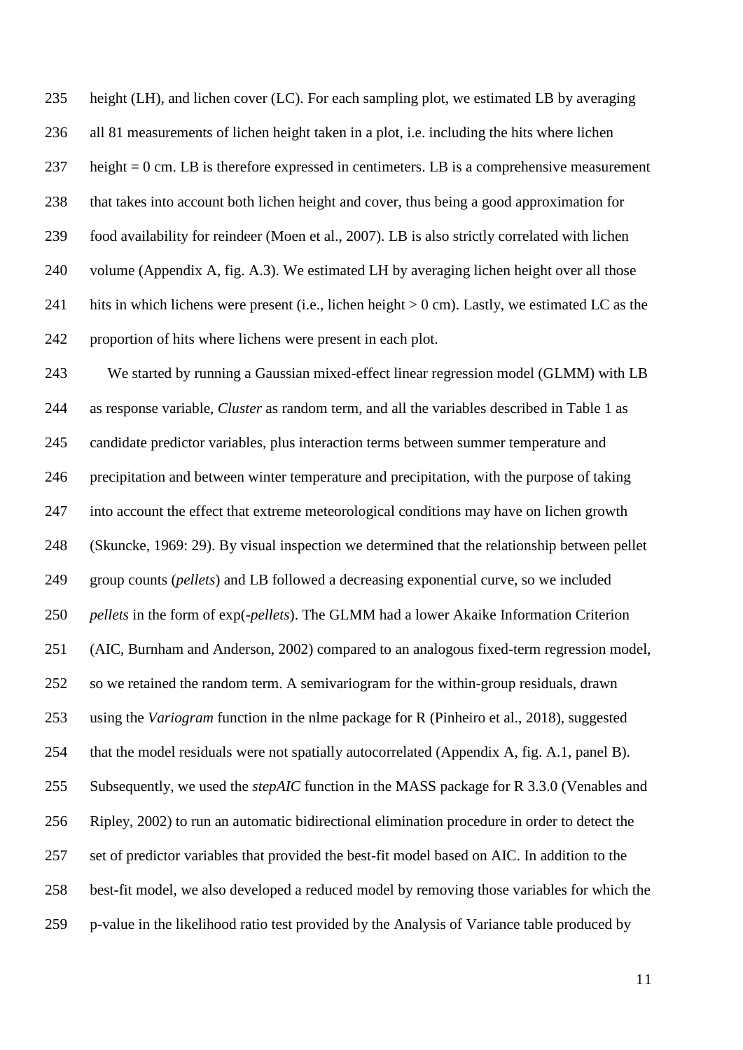height (LH), and lichen cover (LC). For each sampling plot, we estimated LB by averaging all 81 measurements of lichen height taken in a plot, i.e. including the hits where lichen height = 0 cm. LB is therefore expressed in centimeters. LB is a comprehensive measurement that takes into account both lichen height and cover, thus being a good approximation for food availability for reindeer (Moen et al., 2007). LB is also strictly correlated with lichen volume (Appendix A, fig. A.3). We estimated LH by averaging lichen height over all those hits in which lichens were present (i.e., lichen height > 0 cm). Lastly, we estimated LC as the proportion of hits where lichens were present in each plot.

We started by running a Gaussian mixed-effect linear regression model (GLMM) with LB as response variable, *Cluster* as random term, and all the variables described in Table 1 as candidate predictor variables, plus interaction terms between summer temperature and precipitation and between winter temperature and precipitation, with the purpose of taking into account the effect that extreme meteorological conditions may have on lichen growth (Skuncke, 1969: 29). By visual inspection we determined that the relationship between pellet group counts (*pellets*) and LB followed a decreasing exponential curve, so we included *pellets* in the form of exp(-*pellets*). The GLMM had a lower Akaike Information Criterion (AIC, Burnham and Anderson, 2002) compared to an analogous fixed-term regression model, so we retained the random term. A semivariogram for the within-group residuals, drawn using the *Variogram* function in the nlme package for R (Pinheiro et al., 2018), suggested that the model residuals were not spatially autocorrelated (Appendix A, fig. A.1, panel B). Subsequently, we used the *stepAIC* function in the MASS package for R 3.3.0 (Venables and Ripley, 2002) to run an automatic bidirectional elimination procedure in order to detect the set of predictor variables that provided the best-fit model based on AIC. In addition to the best-fit model, we also developed a reduced model by removing those variables for which the p-value in the likelihood ratio test provided by the Analysis of Variance table produced by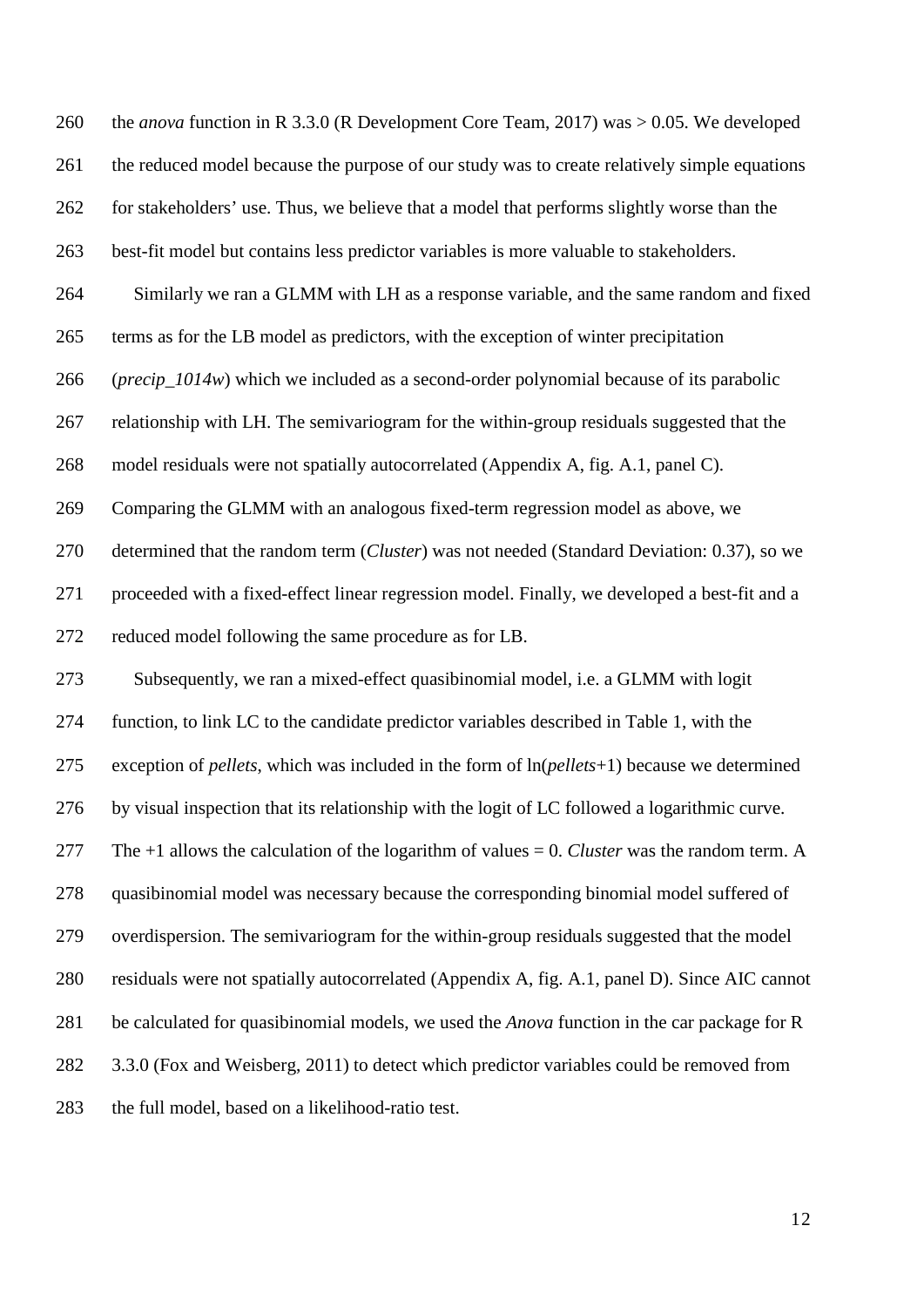the *anova* function in R 3.3.0 (R Development Core Team, 2017) was > 0.05. We developed the reduced model because the purpose of our study was to create relatively simple equations for stakeholders' use. Thus, we believe that a model that performs slightly worse than the best-fit model but contains less predictor variables is more valuable to stakeholders.

Similarly we ran a GLMM with LH as a response variable, and the same random and fixed terms as for the LB model as predictors, with the exception of winter precipitation (*precip_1014w*) which we included as a second-order polynomial because of its parabolic relationship with LH. The semivariogram for the within-group residuals suggested that the model residuals were not spatially autocorrelated (Appendix A, fig. A.1, panel C). Comparing the GLMM with an analogous fixed-term regression model as above, we determined that the random term (*Cluster*) was not needed (Standard Deviation: 0.37), so we proceeded with a fixed-effect linear regression model. Finally, we developed a best-fit and a reduced model following the same procedure as for LB.

Subsequently, we ran a mixed-effect quasibinomial model, i.e. a GLMM with logit function, to link LC to the candidate predictor variables described in Table 1, with the exception of *pellets*, which was included in the form of ln(*pellets*+1) because we determined by visual inspection that its relationship with the logit of LC followed a logarithmic curve. The +1 allows the calculation of the logarithm of values = 0. *Cluster* was the random term. A quasibinomial model was necessary because the corresponding binomial model suffered of overdispersion. The semivariogram for the within-group residuals suggested that the model residuals were not spatially autocorrelated (Appendix A, fig. A.1, panel D). Since AIC cannot be calculated for quasibinomial models, we used the *Anova* function in the car package for R 3.3.0 (Fox and Weisberg, 2011) to detect which predictor variables could be removed from the full model, based on a likelihood-ratio test.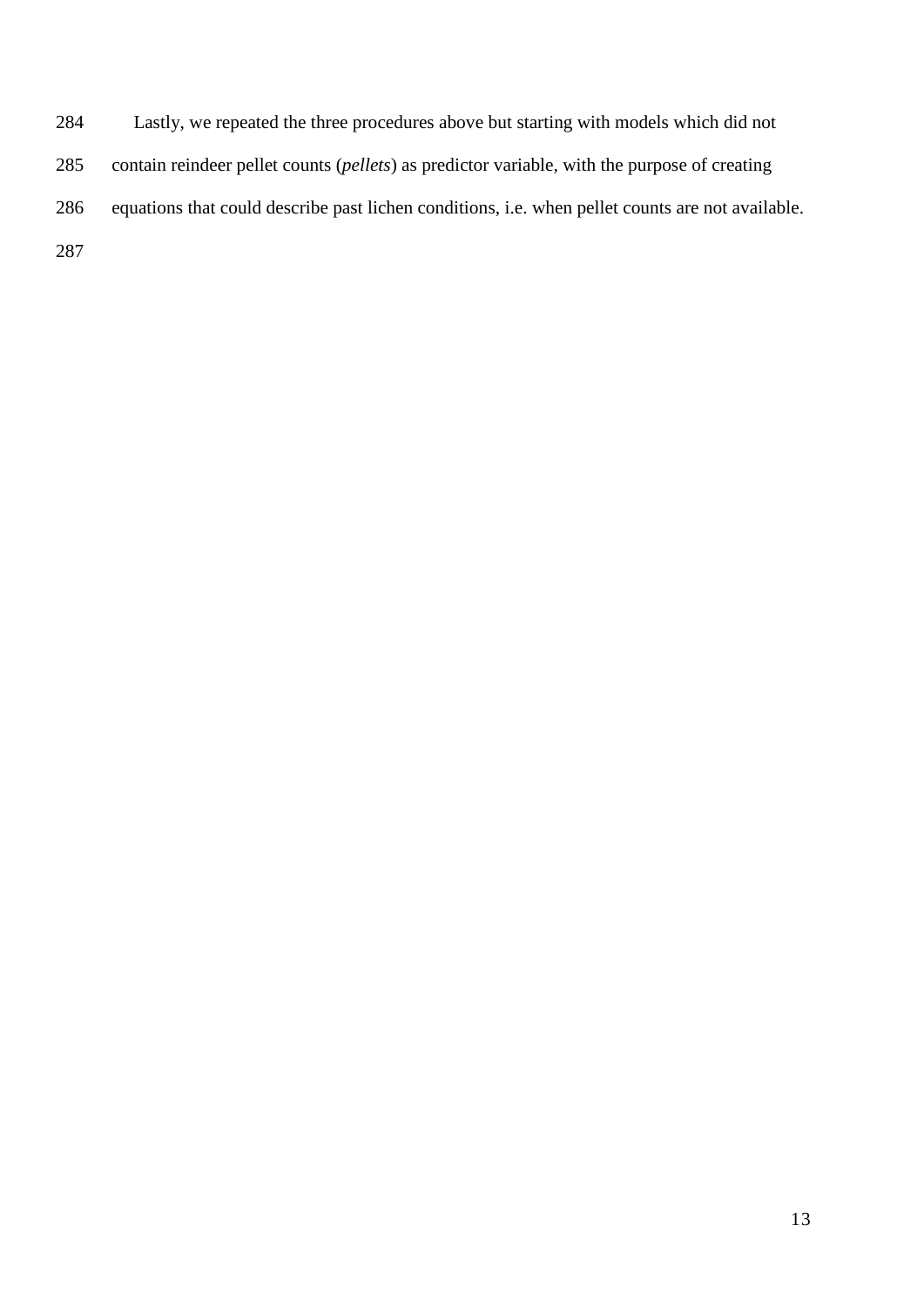Lastly, we repeated the three procedures above but starting with models which did not contain reindeer pellet counts (*pellets*) as predictor variable, with the purpose of creating equations that could describe past lichen conditions, i.e. when pellet counts are not available.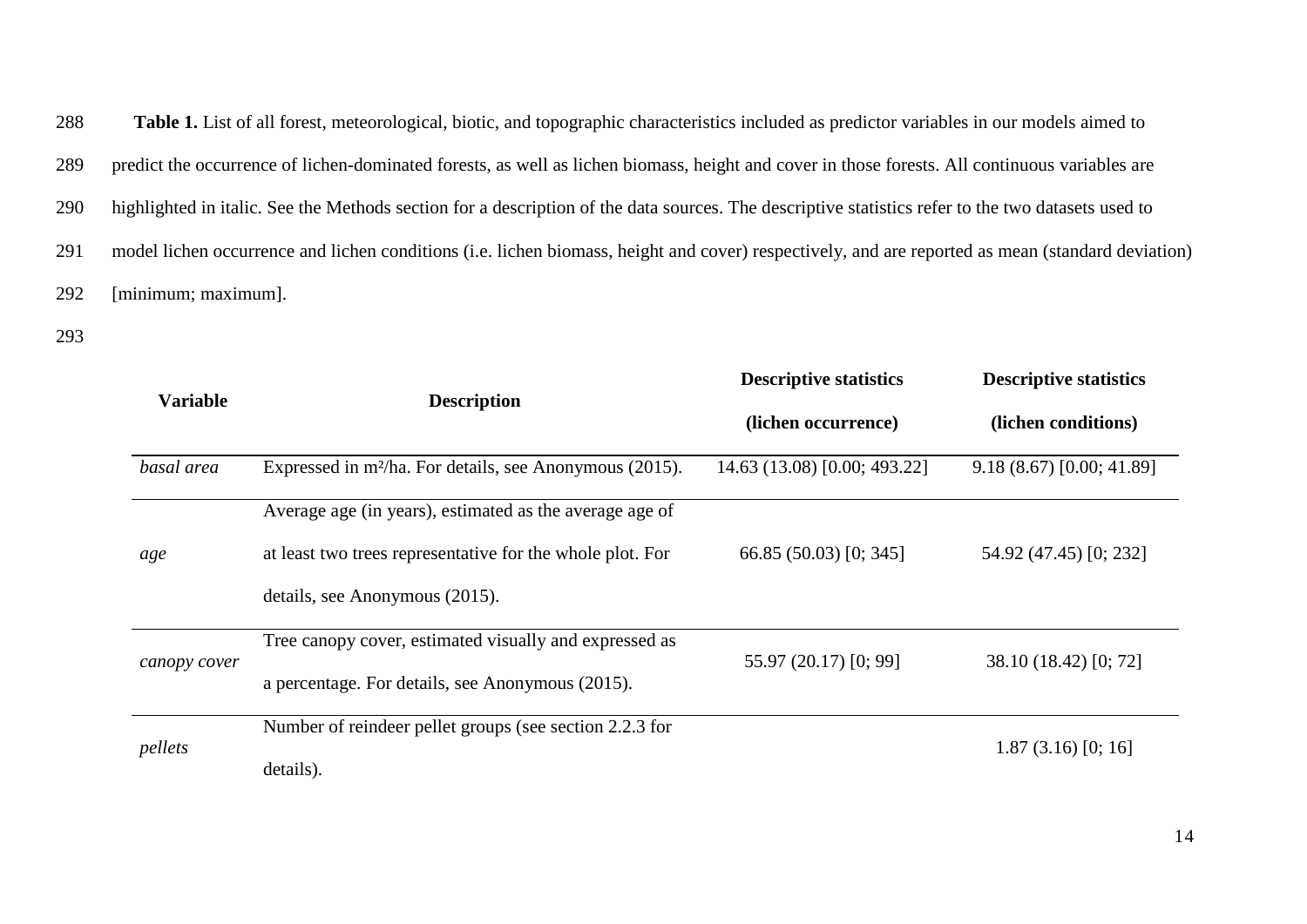**Table 1.** List of all forest, meteorological, biotic, and topographic characteristics included as predictor variables in our models aimed to predict the occurrence of lichen-dominated forests, as well as lichen biomass, height and cover in those forests. All continuous variables are highlighted in italic. See the Methods section for a description of the data sources. The descriptive statistics refer to the two datasets used to model lichen occurrence and lichen conditions (i.e. lichen biomass, height and cover) respectively, and are reported as mean (standard deviation) [minimum; maximum].

| Variable | Description | Descriptive statistics (lichen occurrence) | Descriptive statistics (lichen conditions) |
|---|---|---|---|
| *basal area* | Expressed in m²/ha. For details, see Anonymous (2015). | 14.63 (13.08) [0.00; 493.22] | 9.18 (8.67) [0.00; 41.89] |
| *age* | Average age (in years), estimated as the average age of at least two trees representative for the whole plot. For details, see Anonymous (2015). | 66.85 (50.03) [0; 345] | 54.92 (47.45) [0; 232] |
| *canopy cover* | Tree canopy cover, estimated visually and expressed as a percentage. For details, see Anonymous (2015). | 55.97 (20.17) [0; 99] | 38.10 (18.42) [0; 72] |
| *pellets* | Number of reindeer pellet groups (see section 2.2.3 for details). | | 1.87 (3.16) [0; 16] |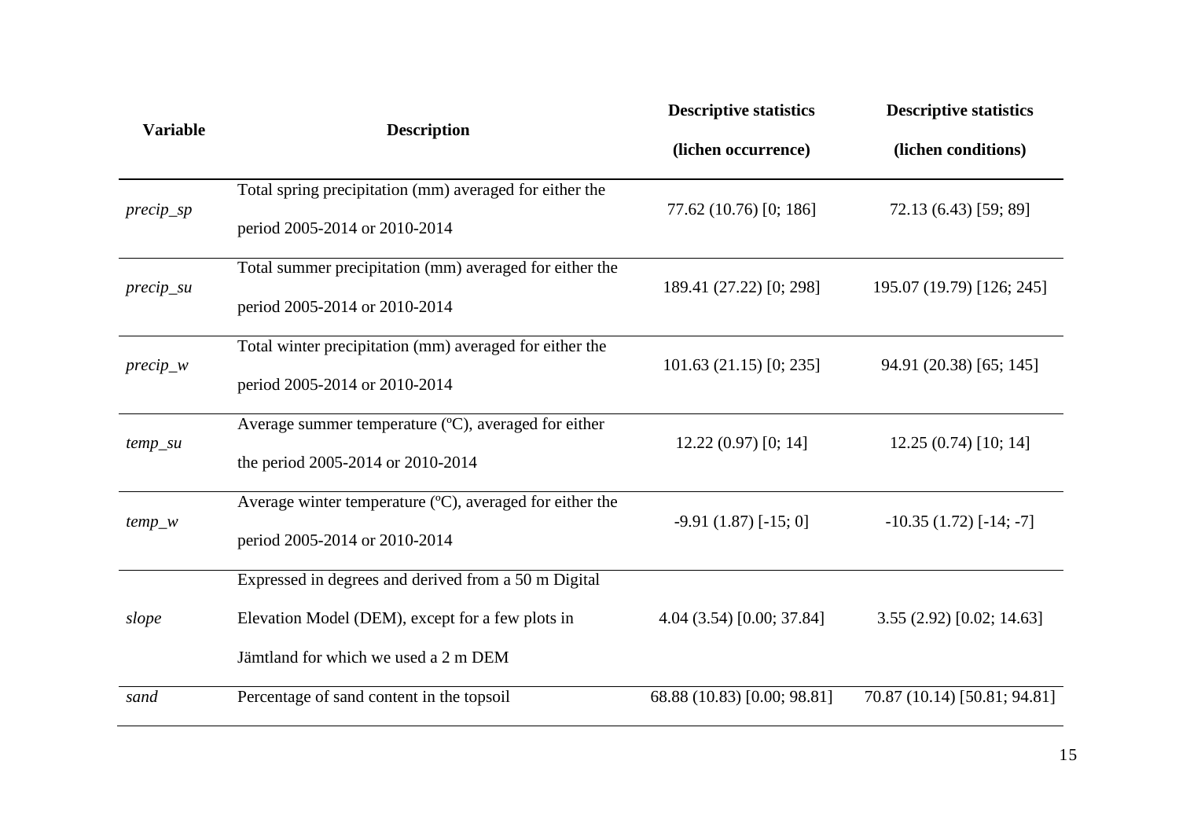| Variable | Description | Descriptive statistics (lichen occurrence) | Descriptive statistics (lichen conditions) |
|---|---|---|---|
| *precip_sp* | Total spring precipitation (mm) averaged for either the period 2005-2014 or 2010-2014 | 77.62 (10.76) [0; 186] | 72.13 (6.43) [59; 89] |
| *precip_su* | Total summer precipitation (mm) averaged for either the period 2005-2014 or 2010-2014 | 189.41 (27.22) [0; 298] | 195.07 (19.79) [126; 245] |
| *precip_w* | Total winter precipitation (mm) averaged for either the period 2005-2014 or 2010-2014 | 101.63 (21.15) [0; 235] | 94.91 (20.38) [65; 145] |
| *temp_su* | Average summer temperature (ºC), averaged for either the period 2005-2014 or 2010-2014 | 12.22 (0.97) [0; 14] | 12.25 (0.74) [10; 14] |
| *temp_w* | Average winter temperature (ºC), averaged for either the period 2005-2014 or 2010-2014 | -9.91 (1.87) [-15; 0] | -10.35 (1.72) [-14; -7] |
| *slope* | Expressed in degrees and derived from a 50 m Digital Elevation Model (DEM), except for a few plots in Jämtland for which we used a 2 m DEM | 4.04 (3.54) [0.00; 37.84] | 3.55 (2.92) [0.02; 14.63] |
| *sand* | Percentage of sand content in the topsoil | 68.88 (10.83) [0.00; 98.81] | 70.87 (10.14) [50.81; 94.81] |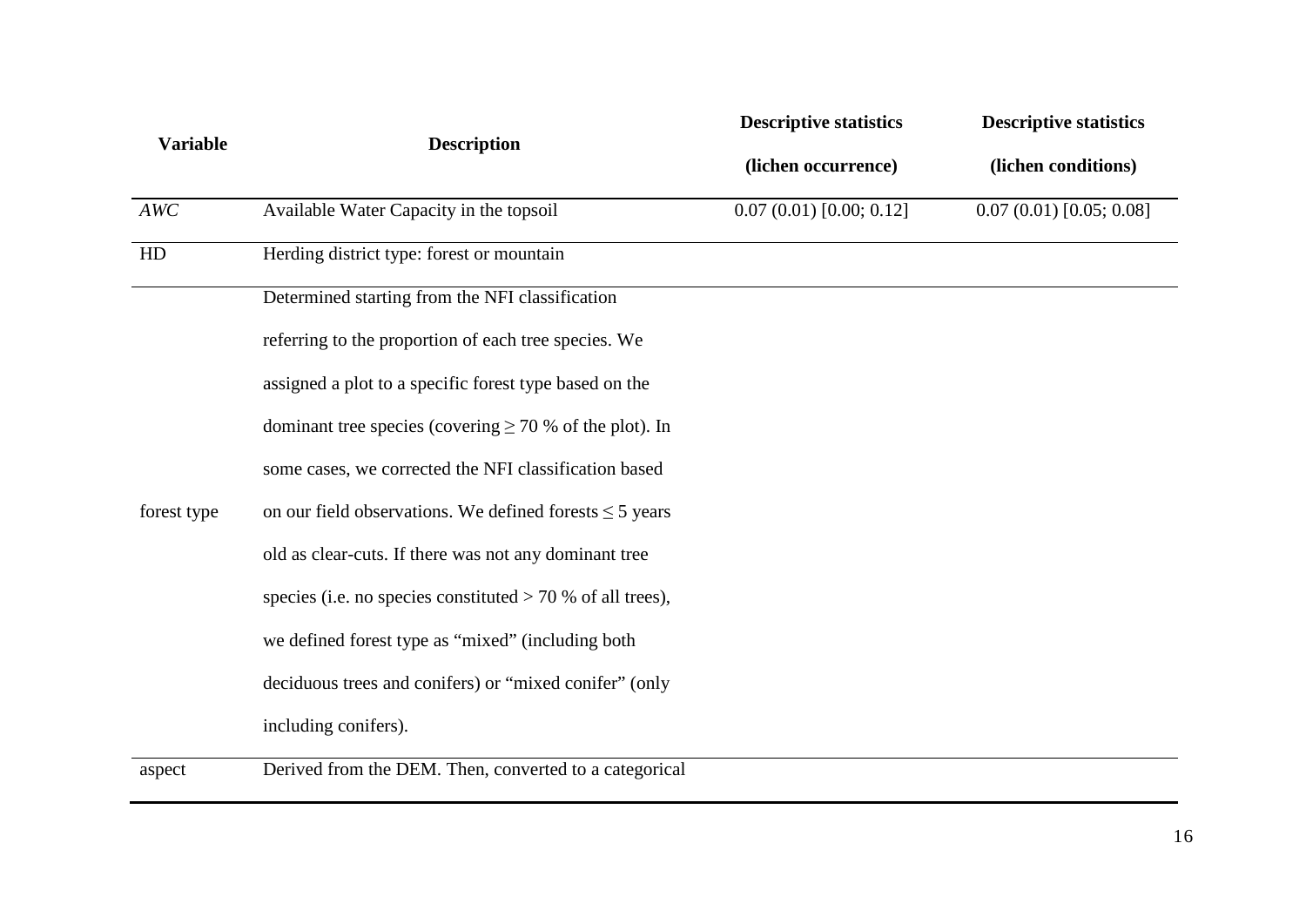| Variable | Description | Descriptive statistics (lichen occurrence) | Descriptive statistics (lichen conditions) |
|---|---|---|---|
| *AWC* | Available Water Capacity in the topsoil | 0.07 (0.01) [0.00; 0.12] | 0.07 (0.01) [0.05; 0.08] |
| HD | Herding district type: forest or mountain | | |
| forest type | Determined starting from the NFI classification referring to the proportion of each tree species. We assigned a plot to a specific forest type based on the dominant tree species (covering ≥ 70 % of the plot). In some cases, we corrected the NFI classification based on our field observations. We defined forests ≤ 5 years old as clear-cuts. If there was not any dominant tree species (i.e. no species constituted > 70 % of all trees), we defined forest type as “mixed” (including both deciduous trees and conifers) or “mixed conifer” (only including conifers). | | |
| aspect | Derived from the DEM. Then, converted to a categorical | | |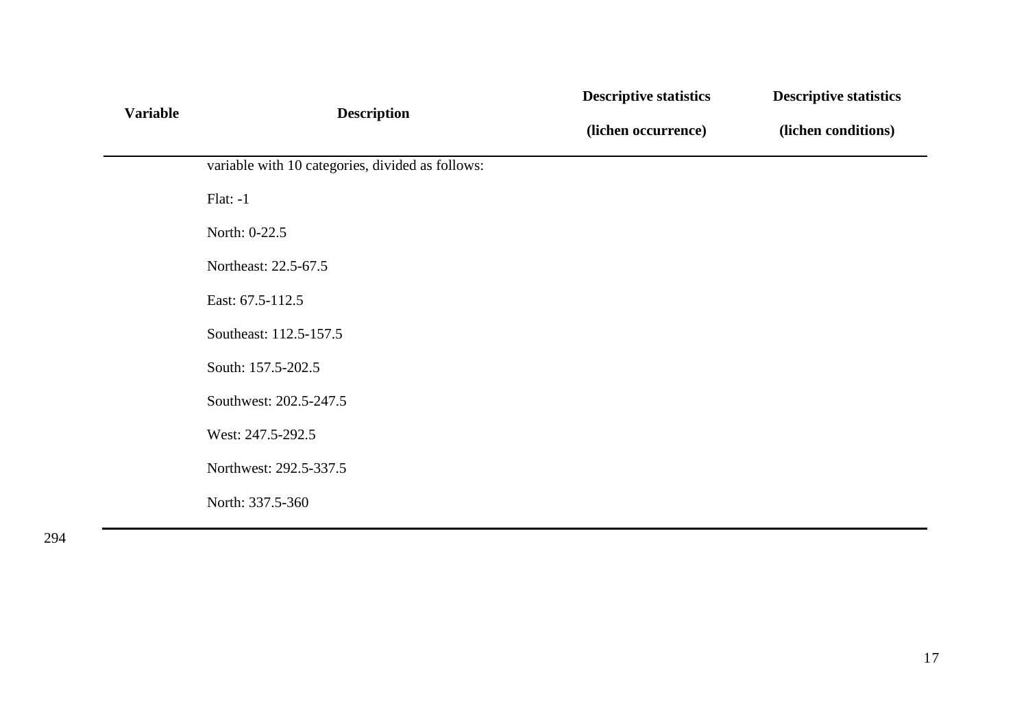| Variable | Description | Descriptive statistics (lichen occurrence) | Descriptive statistics (lichen conditions) |
|---|---|---|---|
| | variable with 10 categories, divided as follows: | | |
| | Flat: -1 | | |
| | North: 0-22.5 | | |
| | Northeast: 22.5-67.5 | | |
| | East: 67.5-112.5 | | |
| | Southeast: 112.5-157.5 | | |
| | South: 157.5-202.5 | | |
| | Southwest: 202.5-247.5 | | |
| | West: 247.5-292.5 | | |
| | Northwest: 292.5-337.5 | | |
| | North: 337.5-360 | | |

294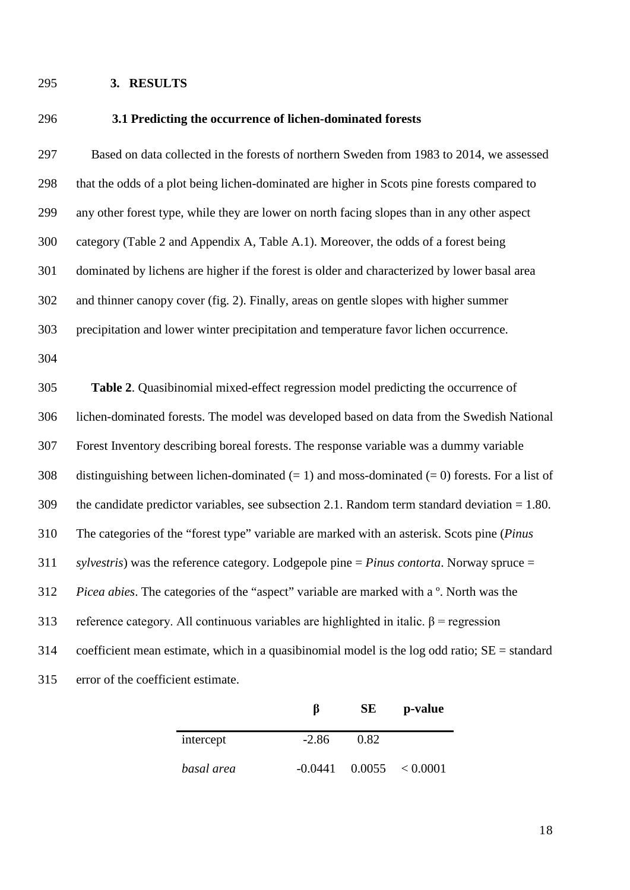# 3. RESULTS

## 3.1 Predicting the occurrence of lichen-dominated forests

Based on data collected in the forests of northern Sweden from 1983 to 2014, we assessed that the odds of a plot being lichen-dominated are higher in Scots pine forests compared to any other forest type, while they are lower on north facing slopes than in any other aspect category (Table 2 and Appendix A, Table A.1). Moreover, the odds of a forest being dominated by lichens are higher if the forest is older and characterized by lower basal area and thinner canopy cover (fig. 2). Finally, areas on gentle slopes with higher summer precipitation and lower winter precipitation and temperature favor lichen occurrence.

**Table 2**. Quasibinomial mixed-effect regression model predicting the occurrence of lichen-dominated forests. The model was developed based on data from the Swedish National Forest Inventory describing boreal forests. The response variable was a dummy variable distinguishing between lichen-dominated (= 1) and moss-dominated (= 0) forests. For a list of the candidate predictor variables, see subsection 2.1. Random term standard deviation = 1.80. The categories of the "forest type" variable are marked with an asterisk. Scots pine (*Pinus sylvestris*) was the reference category. Lodgepole pine = *Pinus contorta*. Norway spruce = *Picea abies*. The categories of the "aspect" variable are marked with a º. North was the reference category. All continuous variables are highlighted in italic. β = regression coefficient mean estimate, which in a quasibinomial model is the log odd ratio; SE = standard error of the coefficient estimate.

| | β | SE | p-value |
|---|---|---|---|
| intercept | -2.86 | 0.82 | |
| *basal area* | -0.0441 | 0.0055 | < 0.0001 |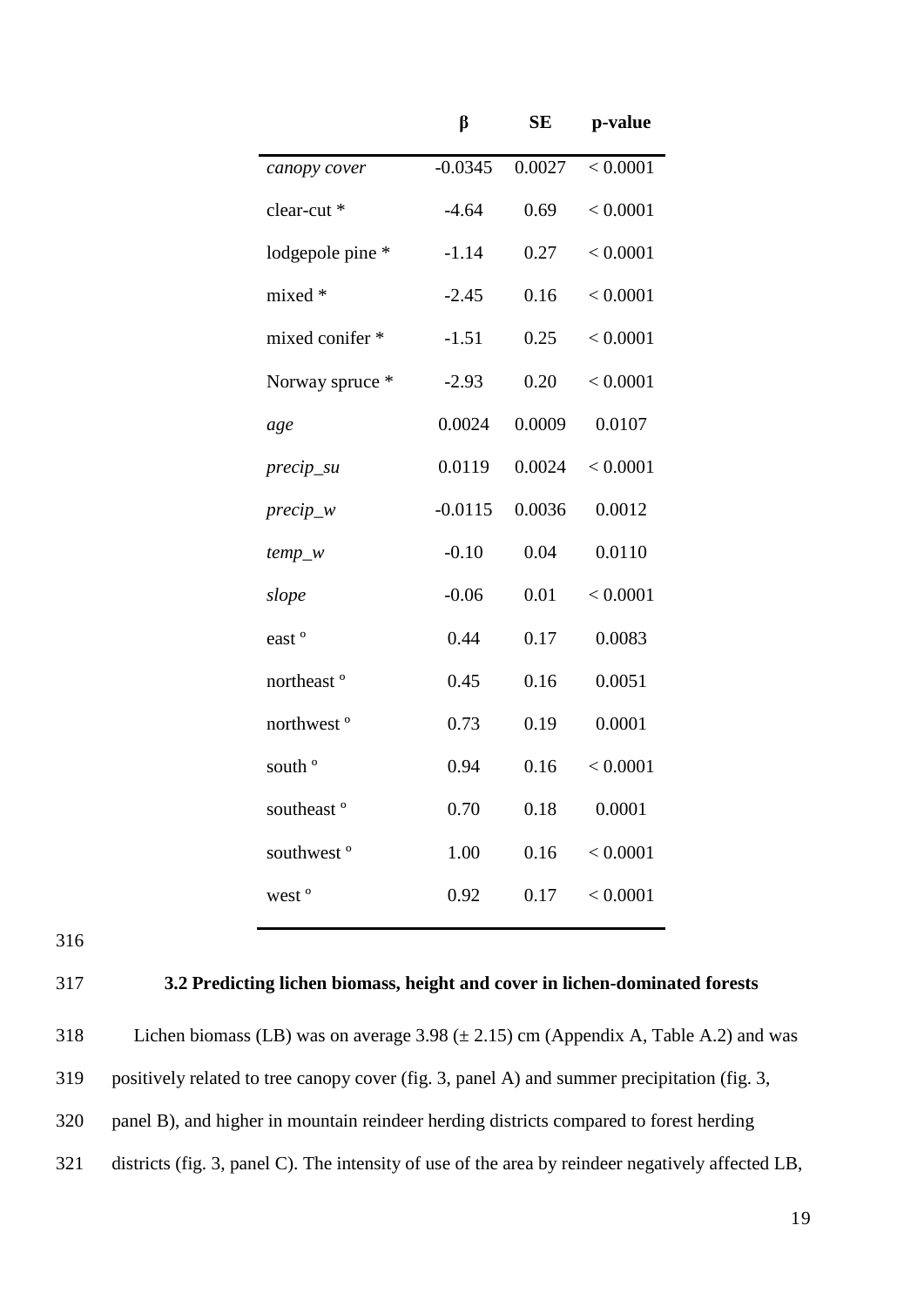| | β | SE | p-value |
|---|---|---|---|
| *canopy cover* | -0.0345 | 0.0027 | < 0.0001 |
| clear-cut * | -4.64 | 0.69 | < 0.0001 |
| lodgepole pine * | -1.14 | 0.27 | < 0.0001 |
| mixed * | -2.45 | 0.16 | < 0.0001 |
| mixed conifer * | -1.51 | 0.25 | < 0.0001 |
| Norway spruce * | -2.93 | 0.20 | < 0.0001 |
| *age* | 0.0024 | 0.0009 | 0.0107 |
| *precip_su* | 0.0119 | 0.0024 | < 0.0001 |
| *precip_w* | -0.0115 | 0.0036 | 0.0012 |
| *temp_w* | -0.10 | 0.04 | 0.0110 |
| *slope* | -0.06 | 0.01 | < 0.0001 |
| east º | 0.44 | 0.17 | 0.0083 |
| northeast º | 0.45 | 0.16 | 0.0051 |
| northwest º | 0.73 | 0.19 | 0.0001 |
| south º | 0.94 | 0.16 | < 0.0001 |
| southeast º | 0.70 | 0.18 | 0.0001 |
| southwest º | 1.00 | 0.16 | < 0.0001 |
| west º | 0.92 | 0.17 | < 0.0001 |

### 3.2 Predicting lichen biomass, height and cover in lichen-dominated forests

Lichen biomass (LB) was on average 3.98 (± 2.15) cm (Appendix A, Table A.2) and was positively related to tree canopy cover (fig. 3, panel A) and summer precipitation (fig. 3, panel B), and higher in mountain reindeer herding districts compared to forest herding districts (fig. 3, panel C). The intensity of use of the area by reindeer negatively affected LB,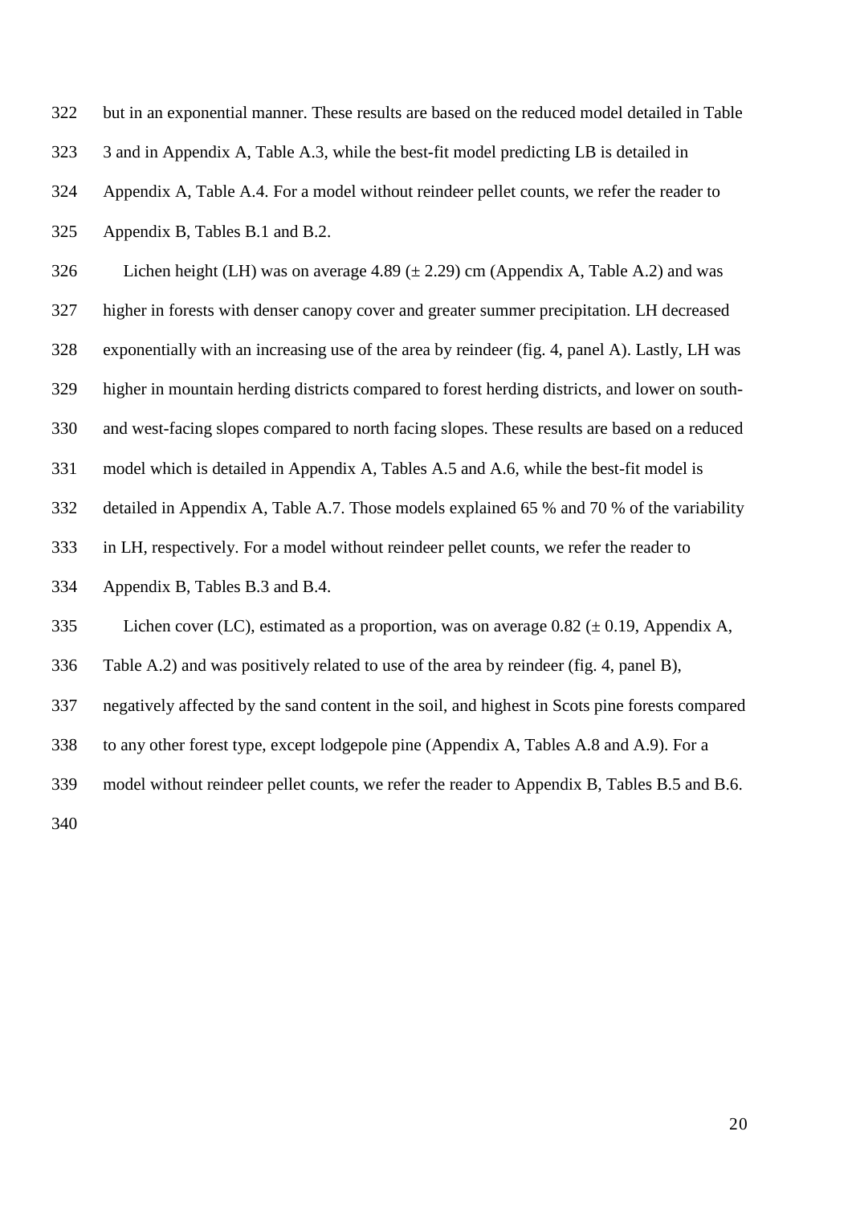but in an exponential manner. These results are based on the reduced model detailed in Table 3 and in Appendix A, Table A.3, while the best-fit model predicting LB is detailed in Appendix A, Table A.4. For a model without reindeer pellet counts, we refer the reader to Appendix B, Tables B.1 and B.2.

Lichen height (LH) was on average 4.89 (± 2.29) cm (Appendix A, Table A.2) and was higher in forests with denser canopy cover and greater summer precipitation. LH decreased exponentially with an increasing use of the area by reindeer (fig. 4, panel A). Lastly, LH was higher in mountain herding districts compared to forest herding districts, and lower on south- and west-facing slopes compared to north facing slopes. These results are based on a reduced model which is detailed in Appendix A, Tables A.5 and A.6, while the best-fit model is detailed in Appendix A, Table A.7. Those models explained 65 % and 70 % of the variability in LH, respectively. For a model without reindeer pellet counts, we refer the reader to Appendix B, Tables B.3 and B.4.

Lichen cover (LC), estimated as a proportion, was on average 0.82 (± 0.19, Appendix A, Table A.2) and was positively related to use of the area by reindeer (fig. 4, panel B), negatively affected by the sand content in the soil, and highest in Scots pine forests compared to any other forest type, except lodgepole pine (Appendix A, Tables A.8 and A.9). For a model without reindeer pellet counts, we refer the reader to Appendix B, Tables B.5 and B.6.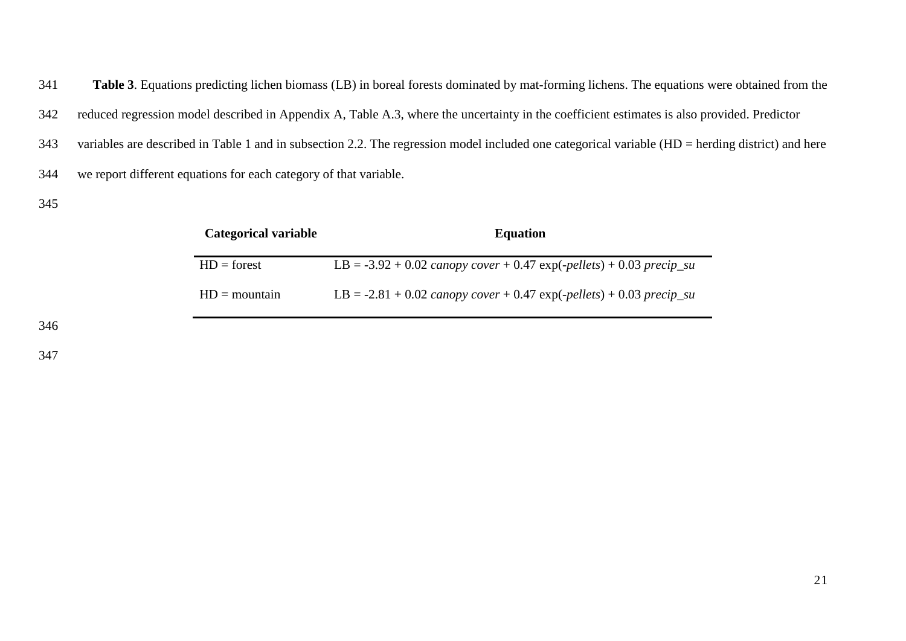**Table 3**. Equations predicting lichen biomass (LB) in boreal forests dominated by mat-forming lichens. The equations were obtained from the reduced regression model described in Appendix A, Table A.3, where the uncertainty in the coefficient estimates is also provided. Predictor variables are described in Table 1 and in subsection 2.2. The regression model included one categorical variable (HD = herding district) and here we report different equations for each category of that variable.

| Categorical variable | Equation |
| --- | --- |
| HD = forest | $LB = -3.92 + 0.02\ \textit{canopy cover} + 0.47 \exp(-\textit{pellets}) + 0.03\ \textit{precip\_su}$ |
| HD = mountain | $LB = -2.81 + 0.02\ \textit{canopy cover} + 0.47 \exp(-\textit{pellets}) + 0.03\ \textit{precip\_su}$ |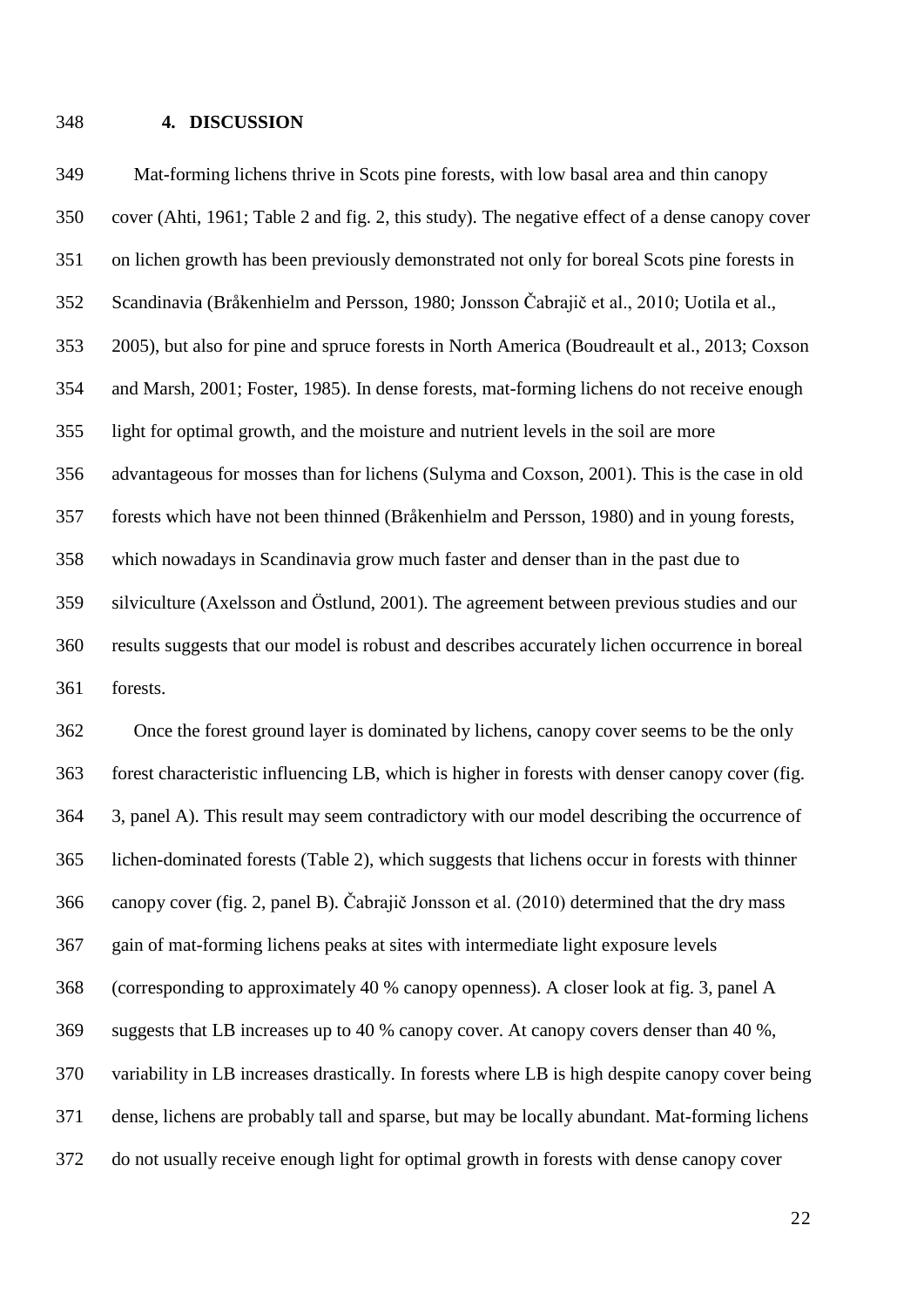## 4. DISCUSSION

Mat-forming lichens thrive in Scots pine forests, with low basal area and thin canopy cover (Ahti, 1961; Table 2 and fig. 2, this study). The negative effect of a dense canopy cover on lichen growth has been previously demonstrated not only for boreal Scots pine forests in Scandinavia (Bråkenhielm and Persson, 1980; Jonsson Čabrajič et al., 2010; Uotila et al., 2005), but also for pine and spruce forests in North America (Boudreault et al., 2013; Coxson and Marsh, 2001; Foster, 1985). In dense forests, mat-forming lichens do not receive enough light for optimal growth, and the moisture and nutrient levels in the soil are more advantageous for mosses than for lichens (Sulyma and Coxson, 2001). This is the case in old forests which have not been thinned (Bråkenhielm and Persson, 1980) and in young forests, which nowadays in Scandinavia grow much faster and denser than in the past due to silviculture (Axelsson and Östlund, 2001). The agreement between previous studies and our results suggests that our model is robust and describes accurately lichen occurrence in boreal forests.

Once the forest ground layer is dominated by lichens, canopy cover seems to be the only forest characteristic influencing LB, which is higher in forests with denser canopy cover (fig. 3, panel A). This result may seem contradictory with our model describing the occurrence of lichen-dominated forests (Table 2), which suggests that lichens occur in forests with thinner canopy cover (fig. 2, panel B). Čabrajič Jonsson et al. (2010) determined that the dry mass gain of mat-forming lichens peaks at sites with intermediate light exposure levels (corresponding to approximately 40 % canopy openness). A closer look at fig. 3, panel A suggests that LB increases up to 40 % canopy cover. At canopy covers denser than 40 %, variability in LB increases drastically. In forests where LB is high despite canopy cover being dense, lichens are probably tall and sparse, but may be locally abundant. Mat-forming lichens do not usually receive enough light for optimal growth in forests with dense canopy cover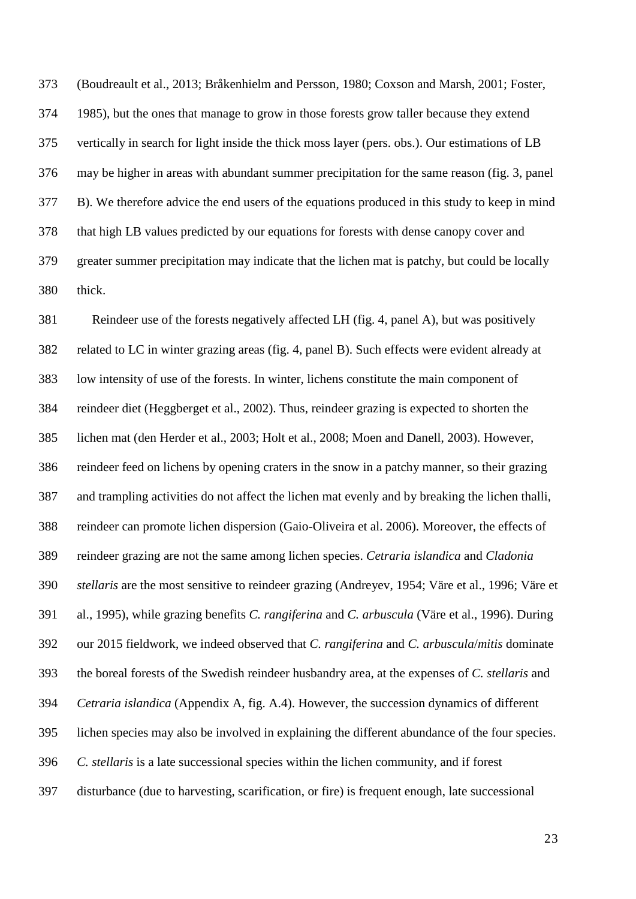(Boudreault et al., 2013; Bråkenhielm and Persson, 1980; Coxson and Marsh, 2001; Foster, 1985), but the ones that manage to grow in those forests grow taller because they extend vertically in search for light inside the thick moss layer (pers. obs.). Our estimations of LB may be higher in areas with abundant summer precipitation for the same reason (fig. 3, panel B). We therefore advice the end users of the equations produced in this study to keep in mind that high LB values predicted by our equations for forests with dense canopy cover and greater summer precipitation may indicate that the lichen mat is patchy, but could be locally thick.

Reindeer use of the forests negatively affected LH (fig. 4, panel A), but was positively related to LC in winter grazing areas (fig. 4, panel B). Such effects were evident already at low intensity of use of the forests. In winter, lichens constitute the main component of reindeer diet (Heggberget et al., 2002). Thus, reindeer grazing is expected to shorten the lichen mat (den Herder et al., 2003; Holt et al., 2008; Moen and Danell, 2003). However, reindeer feed on lichens by opening craters in the snow in a patchy manner, so their grazing and trampling activities do not affect the lichen mat evenly and by breaking the lichen thalli, reindeer can promote lichen dispersion (Gaio-Oliveira et al. 2006). Moreover, the effects of reindeer grazing are not the same among lichen species. *Cetraria islandica* and *Cladonia stellaris* are the most sensitive to reindeer grazing (Andreyev, 1954; Väre et al., 1996; Väre et al., 1995), while grazing benefits *C. rangiferina* and *C. arbuscula* (Väre et al., 1996). During our 2015 fieldwork, we indeed observed that *C. rangiferina* and *C. arbuscula*/*mitis* dominate the boreal forests of the Swedish reindeer husbandry area, at the expenses of *C. stellaris* and *Cetraria islandica* (Appendix A, fig. A.4). However, the succession dynamics of different lichen species may also be involved in explaining the different abundance of the four species. *C. stellaris* is a late successional species within the lichen community, and if forest disturbance (due to harvesting, scarification, or fire) is frequent enough, late successional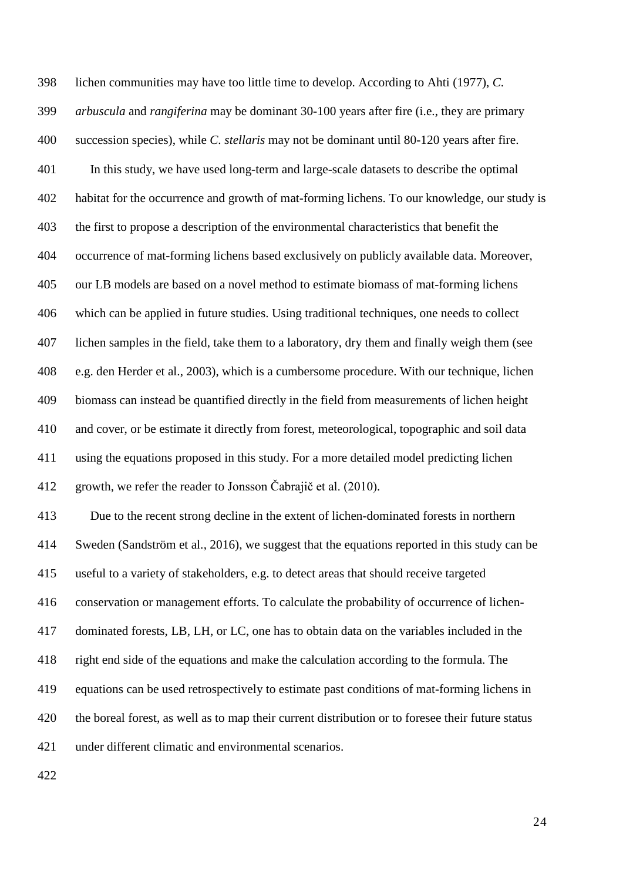lichen communities may have too little time to develop. According to Ahti (1977), *C. arbuscula* and *rangiferina* may be dominant 30-100 years after fire (i.e., they are primary succession species), while *C. stellaris* may not be dominant until 80-120 years after fire.

In this study, we have used long-term and large-scale datasets to describe the optimal habitat for the occurrence and growth of mat-forming lichens. To our knowledge, our study is the first to propose a description of the environmental characteristics that benefit the occurrence of mat-forming lichens based exclusively on publicly available data. Moreover, our LB models are based on a novel method to estimate biomass of mat-forming lichens which can be applied in future studies. Using traditional techniques, one needs to collect lichen samples in the field, take them to a laboratory, dry them and finally weigh them (see e.g. den Herder et al., 2003), which is a cumbersome procedure. With our technique, lichen biomass can instead be quantified directly in the field from measurements of lichen height and cover, or be estimate it directly from forest, meteorological, topographic and soil data using the equations proposed in this study. For a more detailed model predicting lichen growth, we refer the reader to Jonsson Čabrajič et al. (2010).

Due to the recent strong decline in the extent of lichen-dominated forests in northern Sweden (Sandström et al., 2016), we suggest that the equations reported in this study can be useful to a variety of stakeholders, e.g. to detect areas that should receive targeted conservation or management efforts. To calculate the probability of occurrence of lichen-dominated forests, LB, LH, or LC, one has to obtain data on the variables included in the right end side of the equations and make the calculation according to the formula. The equations can be used retrospectively to estimate past conditions of mat-forming lichens in the boreal forest, as well as to map their current distribution or to foresee their future status under different climatic and environmental scenarios.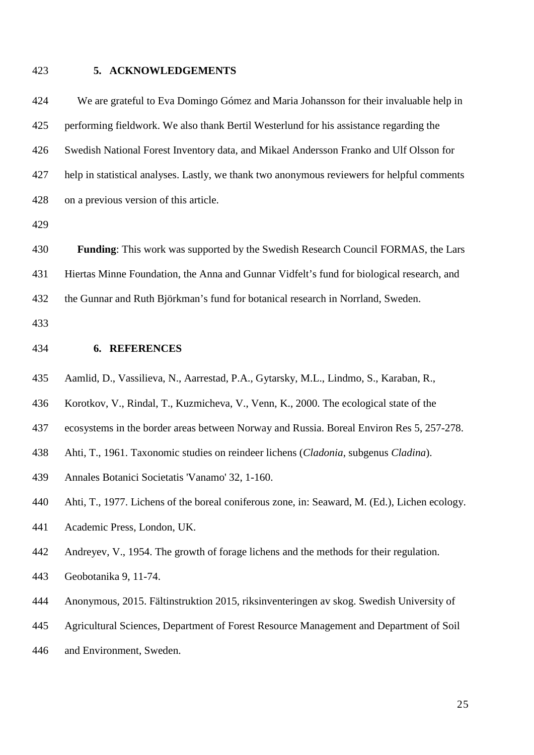## 5. ACKNOWLEDGEMENTS

We are grateful to Eva Domingo Gómez and Maria Johansson for their invaluable help in performing fieldwork. We also thank Bertil Westerlund for his assistance regarding the Swedish National Forest Inventory data, and Mikael Andersson Franko and Ulf Olsson for help in statistical analyses. Lastly, we thank two anonymous reviewers for helpful comments on a previous version of this article.

**Funding**: This work was supported by the Swedish Research Council FORMAS, the Lars Hiertas Minne Foundation, the Anna and Gunnar Vidfelt's fund for biological research, and the Gunnar and Ruth Björkman's fund for botanical research in Norrland, Sweden.

## 6. REFERENCES

Aamlid, D., Vassilieva, N., Aarrestad, P.A., Gytarsky, M.L., Lindmo, S., Karaban, R., Korotkov, V., Rindal, T., Kuzmicheva, V., Venn, K., 2000. The ecological state of the ecosystems in the border areas between Norway and Russia. Boreal Environ Res 5, 257-278.

Ahti, T., 1961. Taxonomic studies on reindeer lichens (*Cladonia*, subgenus *Cladina*). Annales Botanici Societatis 'Vanamo' 32, 1-160.

Ahti, T., 1977. Lichens of the boreal coniferous zone, in: Seaward, M. (Ed.), Lichen ecology. Academic Press, London, UK.

Andreyev, V., 1954. The growth of forage lichens and the methods for their regulation. Geobotanika 9, 11-74.

Anonymous, 2015. Fältinstruktion 2015, riksinventeringen av skog. Swedish University of Agricultural Sciences, Department of Forest Resource Management and Department of Soil and Environment, Sweden.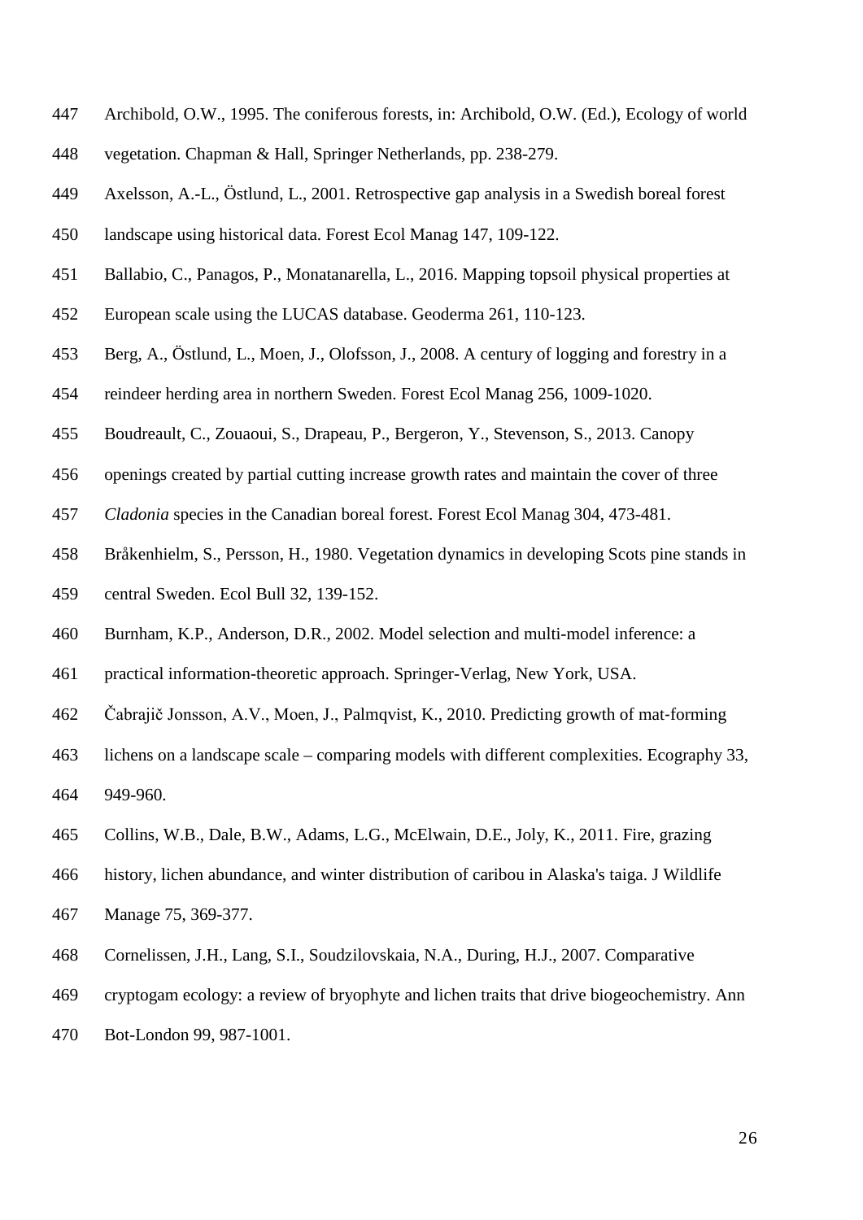Archibold, O.W., 1995. The coniferous forests, in: Archibold, O.W. (Ed.), Ecology of world vegetation. Chapman & Hall, Springer Netherlands, pp. 238-279.

Axelsson, A.-L., Östlund, L., 2001. Retrospective gap analysis in a Swedish boreal forest landscape using historical data. Forest Ecol Manag 147, 109-122.

Ballabio, C., Panagos, P., Monatanarella, L., 2016. Mapping topsoil physical properties at European scale using the LUCAS database. Geoderma 261, 110-123.

Berg, A., Östlund, L., Moen, J., Olofsson, J., 2008. A century of logging and forestry in a reindeer herding area in northern Sweden. Forest Ecol Manag 256, 1009-1020.

Boudreault, C., Zouaoui, S., Drapeau, P., Bergeron, Y., Stevenson, S., 2013. Canopy openings created by partial cutting increase growth rates and maintain the cover of three *Cladonia* species in the Canadian boreal forest. Forest Ecol Manag 304, 473-481.

Bråkenhielm, S., Persson, H., 1980. Vegetation dynamics in developing Scots pine stands in central Sweden. Ecol Bull 32, 139-152.

Burnham, K.P., Anderson, D.R., 2002. Model selection and multi-model inference: a practical information-theoretic approach. Springer-Verlag, New York, USA.

Čabrajič Jonsson, A.V., Moen, J., Palmqvist, K., 2010. Predicting growth of mat-forming lichens on a landscape scale – comparing models with different complexities. Ecography 33, 949-960.

Collins, W.B., Dale, B.W., Adams, L.G., McElwain, D.E., Joly, K., 2011. Fire, grazing history, lichen abundance, and winter distribution of caribou in Alaska's taiga. J Wildlife Manage 75, 369-377.

Cornelissen, J.H., Lang, S.I., Soudzilovskaia, N.A., During, H.J., 2007. Comparative cryptogam ecology: a review of bryophyte and lichen traits that drive biogeochemistry. Ann Bot-London 99, 987-1001.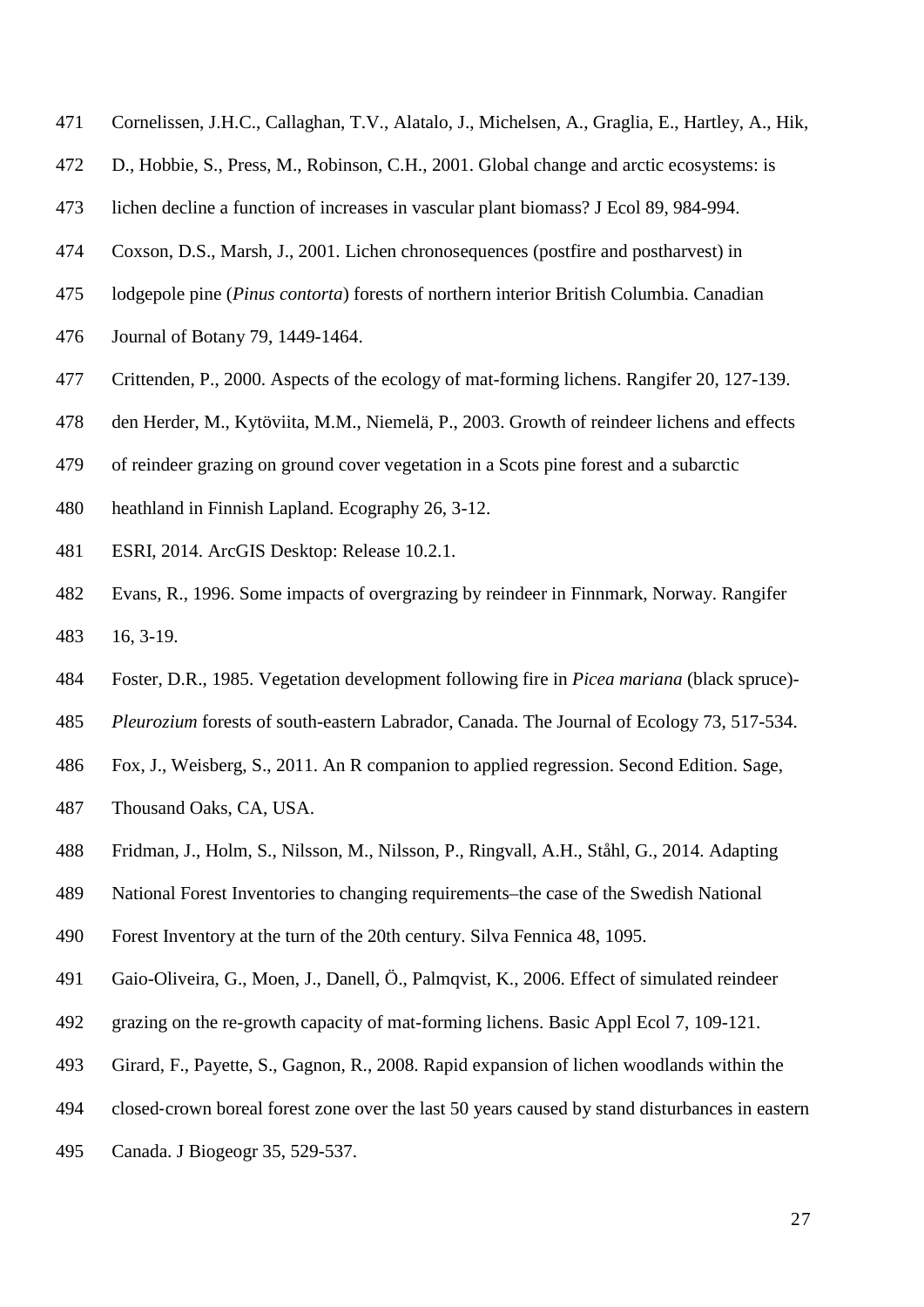Cornelissen, J.H.C., Callaghan, T.V., Alatalo, J., Michelsen, A., Graglia, E., Hartley, A., Hik, D., Hobbie, S., Press, M., Robinson, C.H., 2001. Global change and arctic ecosystems: is lichen decline a function of increases in vascular plant biomass? J Ecol 89, 984-994.

Coxson, D.S., Marsh, J., 2001. Lichen chronosequences (postfire and postharvest) in lodgepole pine (*Pinus contorta*) forests of northern interior British Columbia. Canadian Journal of Botany 79, 1449-1464.

Crittenden, P., 2000. Aspects of the ecology of mat-forming lichens. Rangifer 20, 127-139.

den Herder, M., Kytöviita, M.M., Niemelä, P., 2003. Growth of reindeer lichens and effects of reindeer grazing on ground cover vegetation in a Scots pine forest and a subarctic heathland in Finnish Lapland. Ecography 26, 3-12.

ESRI, 2014. ArcGIS Desktop: Release 10.2.1.

Evans, R., 1996. Some impacts of overgrazing by reindeer in Finnmark, Norway. Rangifer 16, 3-19.

Foster, D.R., 1985. Vegetation development following fire in *Picea mariana* (black spruce)-*Pleurozium* forests of south-eastern Labrador, Canada. The Journal of Ecology 73, 517-534.

Fox, J., Weisberg, S., 2011. An R companion to applied regression. Second Edition. Sage, Thousand Oaks, CA, USA.

Fridman, J., Holm, S., Nilsson, M., Nilsson, P., Ringvall, A.H., Ståhl, G., 2014. Adapting National Forest Inventories to changing requirements–the case of the Swedish National Forest Inventory at the turn of the 20th century. Silva Fennica 48, 1095.

Gaio-Oliveira, G., Moen, J., Danell, Ö., Palmqvist, K., 2006. Effect of simulated reindeer grazing on the re-growth capacity of mat-forming lichens. Basic Appl Ecol 7, 109-121.

Girard, F., Payette, S., Gagnon, R., 2008. Rapid expansion of lichen woodlands within the closed-crown boreal forest zone over the last 50 years caused by stand disturbances in eastern Canada. J Biogeogr 35, 529-537.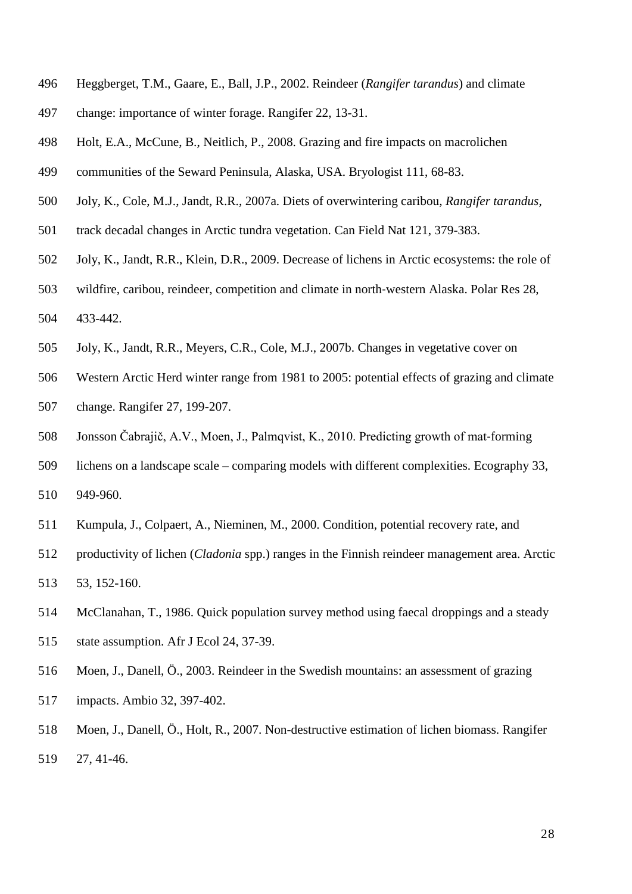Heggberget, T.M., Gaare, E., Ball, J.P., 2002. Reindeer (*Rangifer tarandus*) and climate change: importance of winter forage. Rangifer 22, 13-31.

Holt, E.A., McCune, B., Neitlich, P., 2008. Grazing and fire impacts on macrolichen communities of the Seward Peninsula, Alaska, USA. Bryologist 111, 68-83.

Joly, K., Cole, M.J., Jandt, R.R., 2007a. Diets of overwintering caribou, *Rangifer tarandus*, track decadal changes in Arctic tundra vegetation. Can Field Nat 121, 379-383.

Joly, K., Jandt, R.R., Klein, D.R., 2009. Decrease of lichens in Arctic ecosystems: the role of wildfire, caribou, reindeer, competition and climate in north-western Alaska. Polar Res 28, 433-442.

Joly, K., Jandt, R.R., Meyers, C.R., Cole, M.J., 2007b. Changes in vegetative cover on Western Arctic Herd winter range from 1981 to 2005: potential effects of grazing and climate change. Rangifer 27, 199-207.

Jonsson Čabrajič, A.V., Moen, J., Palmqvist, K., 2010. Predicting growth of mat-forming lichens on a landscape scale – comparing models with different complexities. Ecography 33, 949-960.

Kumpula, J., Colpaert, A., Nieminen, M., 2000. Condition, potential recovery rate, and productivity of lichen (*Cladonia* spp.) ranges in the Finnish reindeer management area. Arctic 53, 152-160.

McClanahan, T., 1986. Quick population survey method using faecal droppings and a steady state assumption. Afr J Ecol 24, 37-39.

Moen, J., Danell, Ö., 2003. Reindeer in the Swedish mountains: an assessment of grazing impacts. Ambio 32, 397-402.

Moen, J., Danell, Ö., Holt, R., 2007. Non-destructive estimation of lichen biomass. Rangifer 27, 41-46.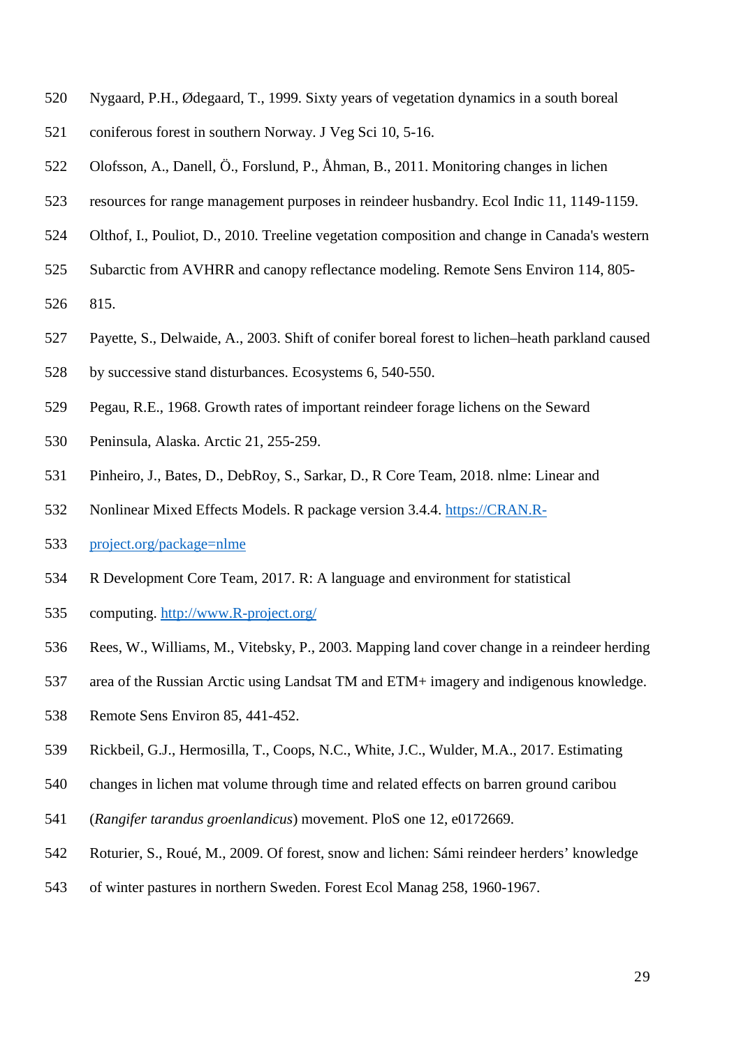Nygaard, P.H., Ødegaard, T., 1999. Sixty years of vegetation dynamics in a south boreal coniferous forest in southern Norway. J Veg Sci 10, 5-16.

Olofsson, A., Danell, Ö., Forslund, P., Åhman, B., 2011. Monitoring changes in lichen resources for range management purposes in reindeer husbandry. Ecol Indic 11, 1149-1159.

Olthof, I., Pouliot, D., 2010. Treeline vegetation composition and change in Canada's western Subarctic from AVHRR and canopy reflectance modeling. Remote Sens Environ 114, 805-815.

Payette, S., Delwaide, A., 2003. Shift of conifer boreal forest to lichen–heath parkland caused by successive stand disturbances. Ecosystems 6, 540-550.

Pegau, R.E., 1968. Growth rates of important reindeer forage lichens on the Seward Peninsula, Alaska. Arctic 21, 255-259.

Pinheiro, J., Bates, D., DebRoy, S., Sarkar, D., R Core Team, 2018. nlme: Linear and Nonlinear Mixed Effects Models. R package version 3.4.4. https://CRAN.R-project.org/package=nlme

R Development Core Team, 2017. R: A language and environment for statistical computing. http://www.R-project.org/

Rees, W., Williams, M., Vitebsky, P., 2003. Mapping land cover change in a reindeer herding area of the Russian Arctic using Landsat TM and ETM+ imagery and indigenous knowledge. Remote Sens Environ 85, 441-452.

Rickbeil, G.J., Hermosilla, T., Coops, N.C., White, J.C., Wulder, M.A., 2017. Estimating changes in lichen mat volume through time and related effects on barren ground caribou (*Rangifer tarandus groenlandicus*) movement. PloS one 12, e0172669.

Roturier, S., Roué, M., 2009. Of forest, snow and lichen: Sámi reindeer herders' knowledge of winter pastures in northern Sweden. Forest Ecol Manag 258, 1960-1967.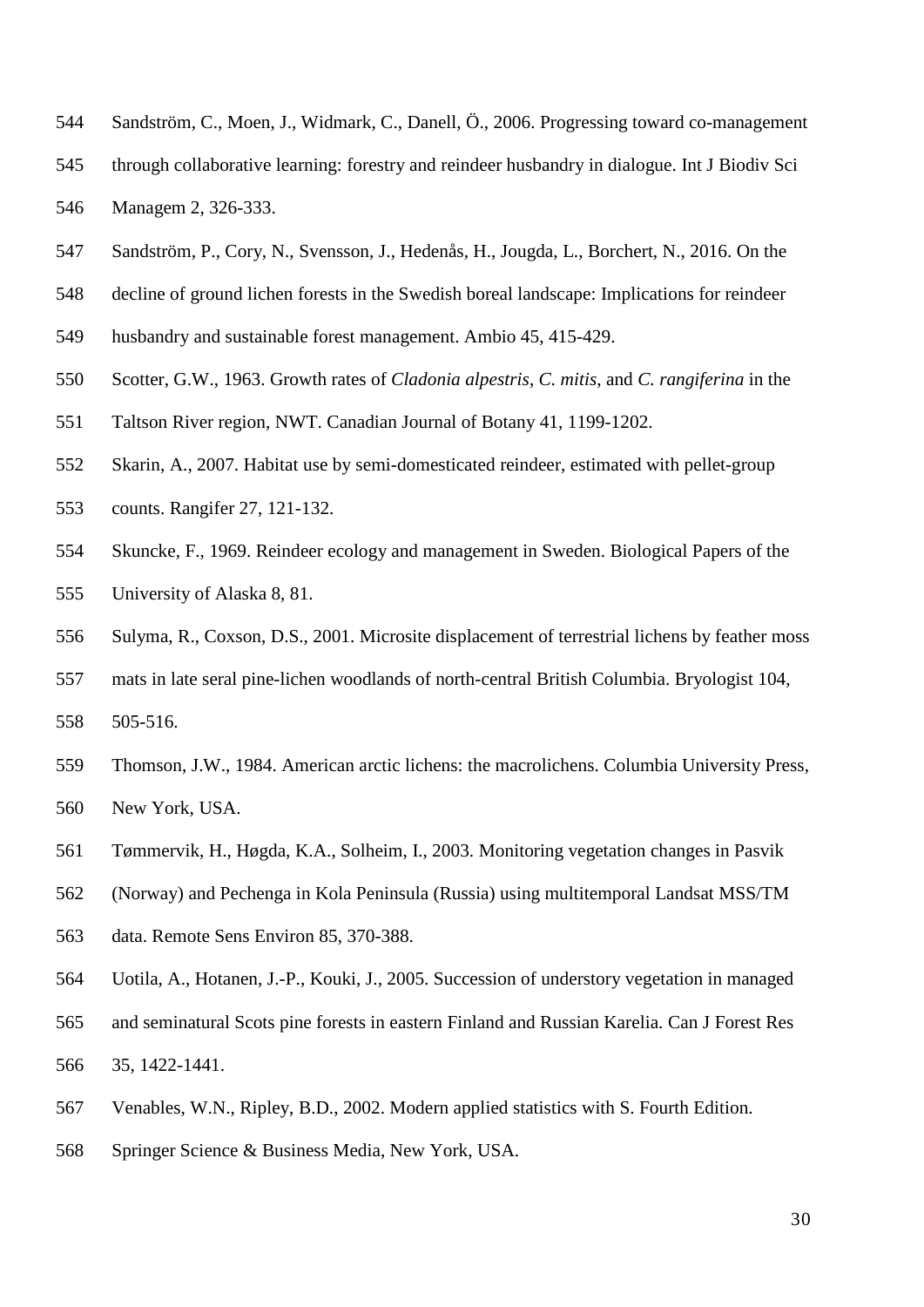Sandström, C., Moen, J., Widmark, C., Danell, Ö., 2006. Progressing toward co-management through collaborative learning: forestry and reindeer husbandry in dialogue. Int J Biodiv Sci Managem 2, 326-333.

Sandström, P., Cory, N., Svensson, J., Hedenås, H., Jougda, L., Borchert, N., 2016. On the decline of ground lichen forests in the Swedish boreal landscape: Implications for reindeer husbandry and sustainable forest management. Ambio 45, 415-429.

Scotter, G.W., 1963. Growth rates of *Cladonia alpestris*, *C. mitis*, and *C. rangiferina* in the Taltson River region, NWT. Canadian Journal of Botany 41, 1199-1202.

Skarin, A., 2007. Habitat use by semi-domesticated reindeer, estimated with pellet-group counts. Rangifer 27, 121-132.

Skuncke, F., 1969. Reindeer ecology and management in Sweden. Biological Papers of the University of Alaska 8, 81.

Sulyma, R., Coxson, D.S., 2001. Microsite displacement of terrestrial lichens by feather moss mats in late seral pine-lichen woodlands of north-central British Columbia. Bryologist 104, 505-516.

Thomson, J.W., 1984. American arctic lichens: the macrolichens. Columbia University Press, New York, USA.

Tømmervik, H., Høgda, K.A., Solheim, I., 2003. Monitoring vegetation changes in Pasvik (Norway) and Pechenga in Kola Peninsula (Russia) using multitemporal Landsat MSS/TM data. Remote Sens Environ 85, 370-388.

Uotila, A., Hotanen, J.-P., Kouki, J., 2005. Succession of understory vegetation in managed and seminatural Scots pine forests in eastern Finland and Russian Karelia. Can J Forest Res 35, 1422-1441.

Venables, W.N., Ripley, B.D., 2002. Modern applied statistics with S. Fourth Edition. Springer Science & Business Media, New York, USA.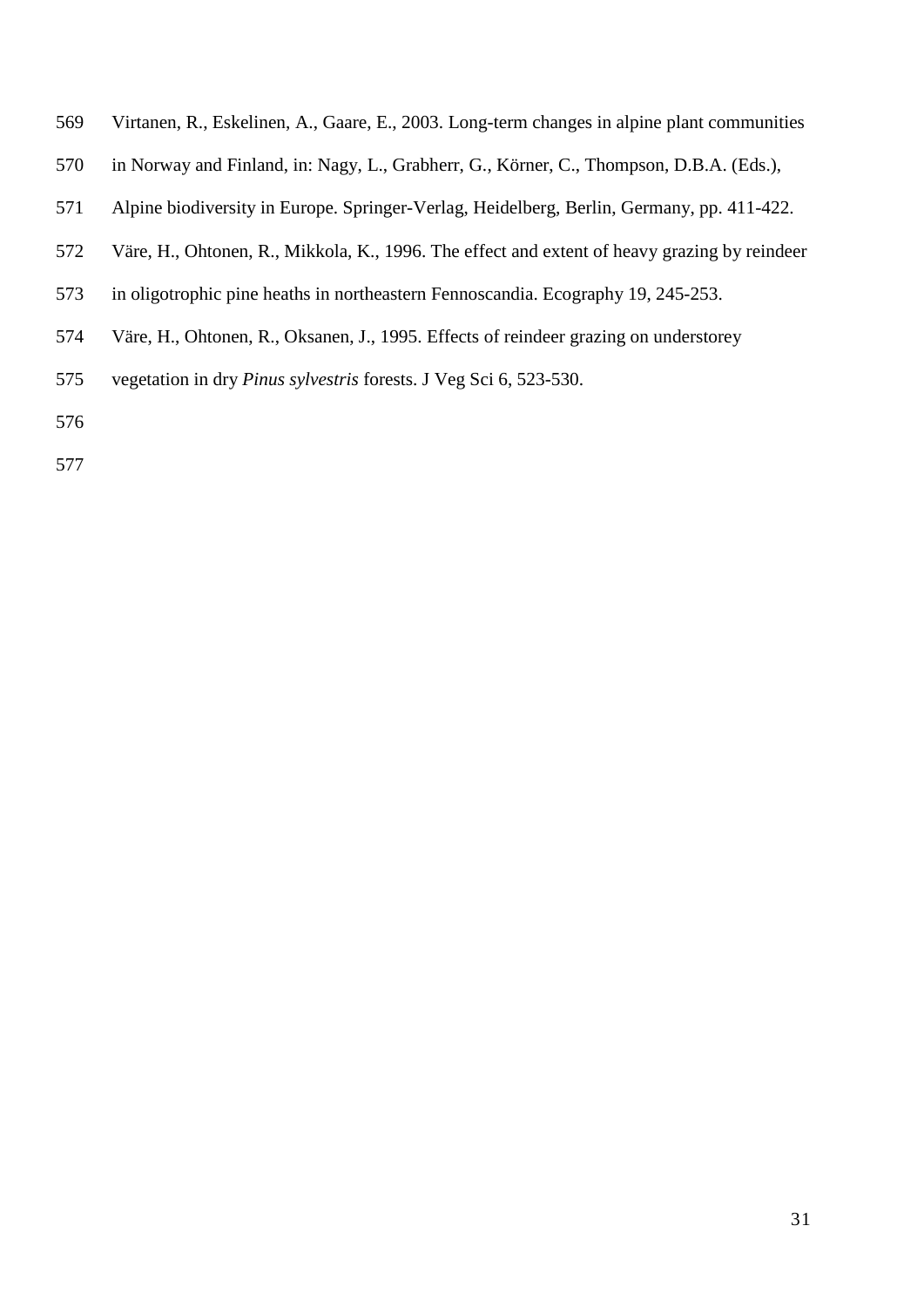Virtanen, R., Eskelinen, A., Gaare, E., 2003. Long-term changes in alpine plant communities in Norway and Finland, in: Nagy, L., Grabherr, G., Körner, C., Thompson, D.B.A. (Eds.), Alpine biodiversity in Europe. Springer-Verlag, Heidelberg, Berlin, Germany, pp. 411-422.

Väre, H., Ohtonen, R., Mikkola, K., 1996. The effect and extent of heavy grazing by reindeer in oligotrophic pine heaths in northeastern Fennoscandia. Ecography 19, 245-253.

Väre, H., Ohtonen, R., Oksanen, J., 1995. Effects of reindeer grazing on understorey vegetation in dry *Pinus sylvestris* forests. J Veg Sci 6, 523-530.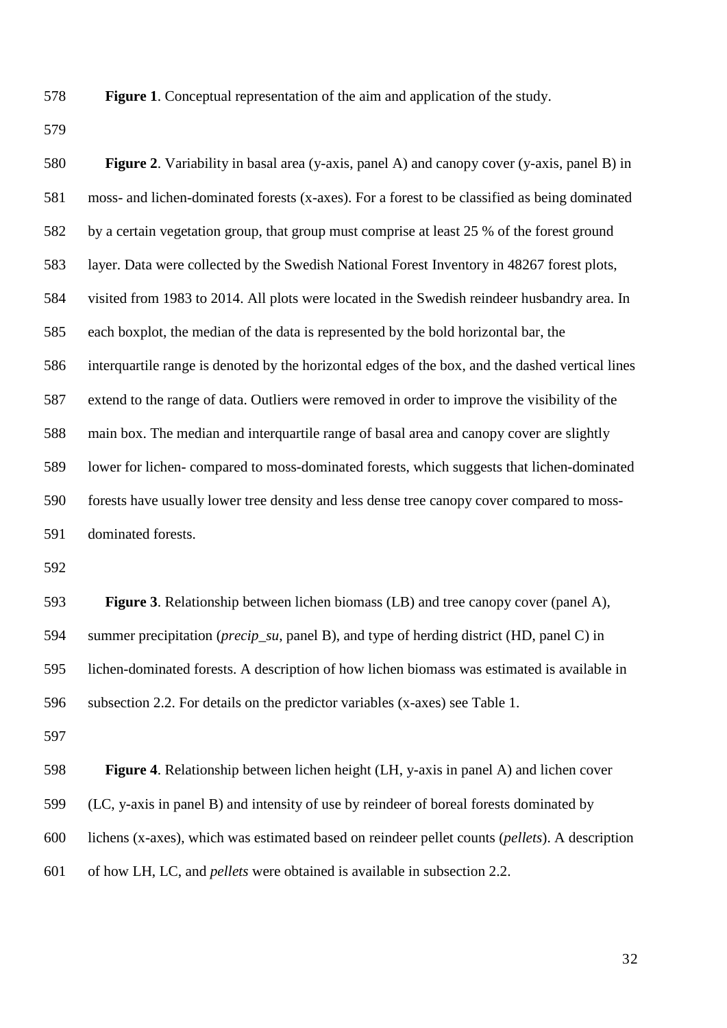**Figure 1**. Conceptual representation of the aim and application of the study.

**Figure 2**. Variability in basal area (y-axis, panel A) and canopy cover (y-axis, panel B) in moss- and lichen-dominated forests (x-axes). For a forest to be classified as being dominated by a certain vegetation group, that group must comprise at least 25 % of the forest ground layer. Data were collected by the Swedish National Forest Inventory in 48267 forest plots, visited from 1983 to 2014. All plots were located in the Swedish reindeer husbandry area. In each boxplot, the median of the data is represented by the bold horizontal bar, the interquartile range is denoted by the horizontal edges of the box, and the dashed vertical lines extend to the range of data. Outliers were removed in order to improve the visibility of the main box. The median and interquartile range of basal area and canopy cover are slightly lower for lichen- compared to moss-dominated forests, which suggests that lichen-dominated forests have usually lower tree density and less dense tree canopy cover compared to moss-dominated forests.

**Figure 3**. Relationship between lichen biomass (LB) and tree canopy cover (panel A), summer precipitation (*precip_su*, panel B), and type of herding district (HD, panel C) in lichen-dominated forests. A description of how lichen biomass was estimated is available in subsection 2.2. For details on the predictor variables (x-axes) see Table 1.

**Figure 4**. Relationship between lichen height (LH, y-axis in panel A) and lichen cover (LC, y-axis in panel B) and intensity of use by reindeer of boreal forests dominated by lichens (x-axes), which was estimated based on reindeer pellet counts (*pellets*). A description of how LH, LC, and *pellets* were obtained is available in subsection 2.2.